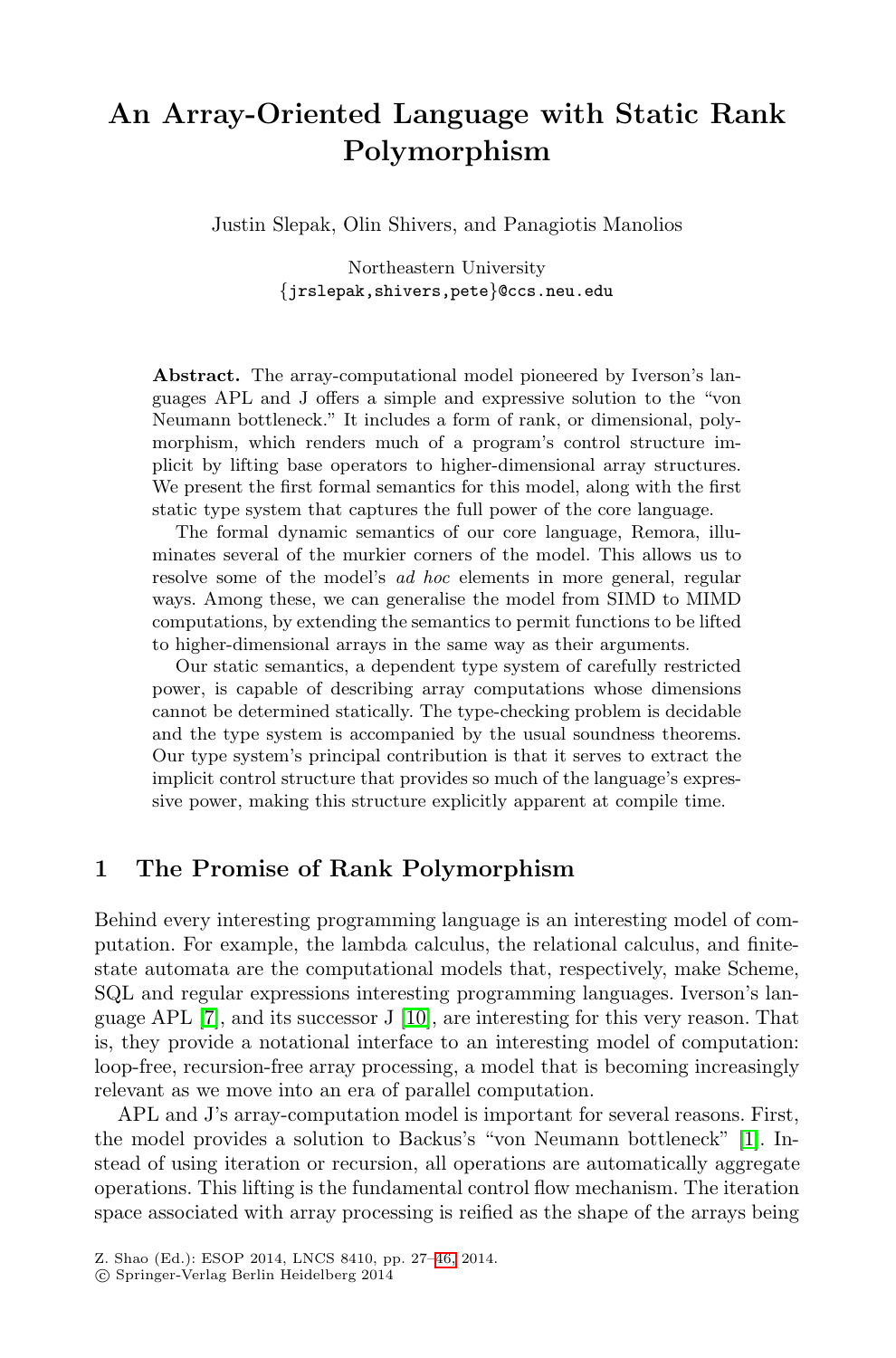# An Array-Oriented Language with Static Rank Polymorphism

Justin Slepak, Olin Shivers, and Panagiotis Manolios

Northeastern University
{jrslepak,shivers,pete}@ccs.neu.edu

**Abstract.** The array-computational model pioneered by Iverson's languages APL and J offers a simple and expressive solution to the "von Neumann bottleneck." It includes a form of rank, or dimensional, polymorphism, which renders much of a program's control structure implicit by lifting base operators to higher-dimensional array structures. We present the first formal semantics for this model, along with the first static type system that captures the full power of the core language.

The formal dynamic semantics of our core language, Remora, illuminates several of the murkier corners of the model. This allows us to resolve some of the model's *ad hoc* elements in more general, regular ways. Among these, we can generalise the model from SIMD to MIMD computations, by extending the semantics to permit functions to be lifted to higher-dimensional arrays in the same way as their arguments.

Our static semantics, a dependent type system of carefully restricted power, is capable of describing array computations whose dimensions cannot be determined statically. The type-checking problem is decidable and the type system is accompanied by the usual soundness theorems. Our type system's principal contribution is that it serves to extract the implicit control structure that provides so much of the language's expressive power, making this structure explicitly apparent at compile time.

## 1 The Promise of Rank Polymorphism

Behind every interesting programming language is an interesting model of computation. For example, the lambda calculus, the relational calculus, and finite-state automata are the computational models that, respectively, make Scheme, SQL and regular expressions interesting programming languages. Iverson's language APL [7], and its successor J [10], are interesting for this very reason. That is, they provide a notational interface to an interesting model of computation: loop-free, recursion-free array processing, a model that is becoming increasingly relevant as we move into an era of parallel computation.

APL and J's array-computation model is important for several reasons. First, the model provides a solution to Backus's "von Neumann bottleneck" [1]. Instead of using iteration or recursion, all operations are automatically aggregate operations. This lifting is the fundamental control flow mechanism. The iteration space associated with array processing is reified as the shape of the arrays being

Z. Shao (Ed.): ESOP 2014, LNCS 8410, pp. 27–46, 2014.
© Springer-Verlag Berlin Heidelberg 2014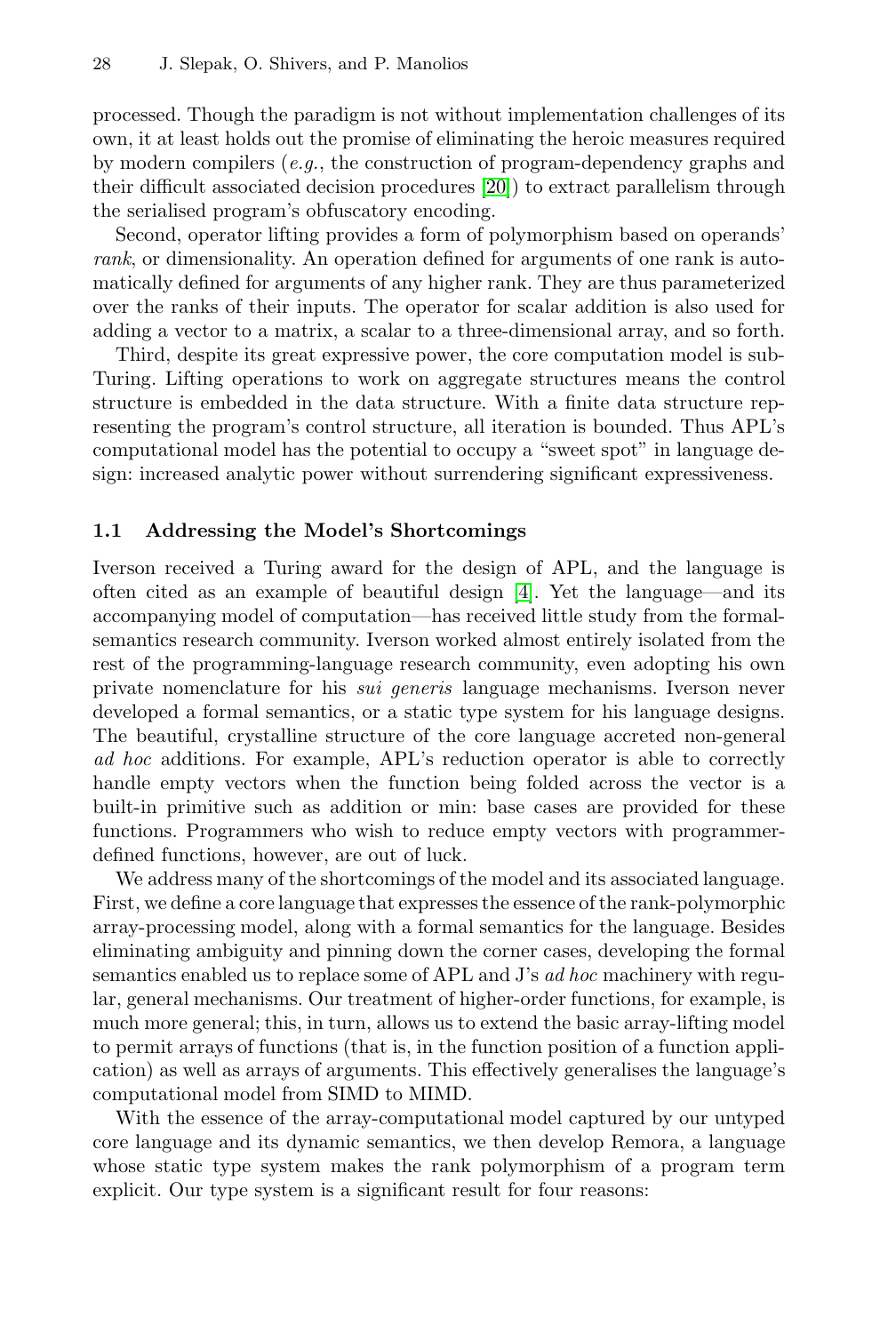processed. Though the paradigm is not without implementation challenges of its own, it at least holds out the promise of eliminating the heroic measures required by modern compilers (*e.g.*, the construction of program-dependency graphs and their difficult associated decision procedures [20]) to extract parallelism through the serialised program's obfuscatory encoding.

Second, operator lifting provides a form of polymorphism based on operands' *rank*, or dimensionality. An operation defined for arguments of one rank is automatically defined for arguments of any higher rank. They are thus parameterized over the ranks of their inputs. The operator for scalar addition is also used for adding a vector to a matrix, a scalar to a three-dimensional array, and so forth.

Third, despite its great expressive power, the core computation model is sub-Turing. Lifting operations to work on aggregate structures means the control structure is embedded in the data structure. With a finite data structure representing the program's control structure, all iteration is bounded. Thus APL's computational model has the potential to occupy a "sweet spot" in language design: increased analytic power without surrendering significant expressiveness.

### 1.1 Addressing the Model's Shortcomings

Iverson received a Turing award for the design of APL, and the language is often cited as an example of beautiful design [4]. Yet the language—and its accompanying model of computation—has received little study from the formal-semantics research community. Iverson worked almost entirely isolated from the rest of the programming-language research community, even adopting his own private nomenclature for his *sui generis* language mechanisms. Iverson never developed a formal semantics, or a static type system for his language designs. The beautiful, crystalline structure of the core language accreted non-general *ad hoc* additions. For example, APL's reduction operator is able to correctly handle empty vectors when the function being folded across the vector is a built-in primitive such as addition or min: base cases are provided for these functions. Programmers who wish to reduce empty vectors with programmer-defined functions, however, are out of luck.

We address many of the shortcomings of the model and its associated language. First, we define a core language that expresses the essence of the rank-polymorphic array-processing model, along with a formal semantics for the language. Besides eliminating ambiguity and pinning down the corner cases, developing the formal semantics enabled us to replace some of APL and J's *ad hoc* machinery with regular, general mechanisms. Our treatment of higher-order functions, for example, is much more general; this, in turn, allows us to extend the basic array-lifting model to permit arrays of functions (that is, in the function position of a function application) as well as arrays of arguments. This effectively generalises the language's computational model from SIMD to MIMD.

With the essence of the array-computational model captured by our untyped core language and its dynamic semantics, we then develop Remora, a language whose static type system makes the rank polymorphism of a program term explicit. Our type system is a significant result for four reasons: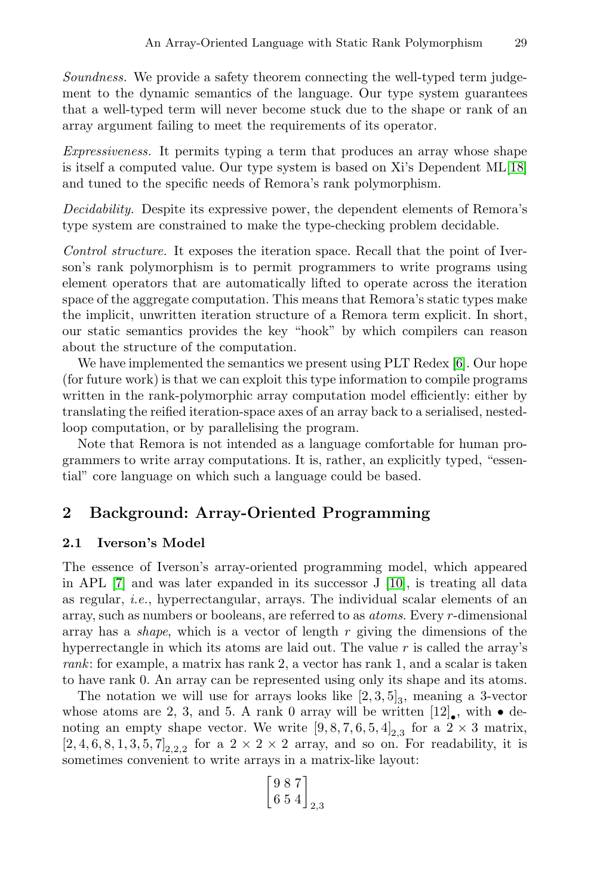*Soundness.* We provide a safety theorem connecting the well-typed term judgement to the dynamic semantics of the language. Our type system guarantees that a well-typed term will never become stuck due to the shape or rank of an array argument failing to meet the requirements of its operator.

*Expressiveness.* It permits typing a term that produces an array whose shape is itself a computed value. Our type system is based on Xi's Dependent ML[18] and tuned to the specific needs of Remora's rank polymorphism.

*Decidability.* Despite its expressive power, the dependent elements of Remora's type system are constrained to make the type-checking problem decidable.

*Control structure.* It exposes the iteration space. Recall that the point of Iverson's rank polymorphism is to permit programmers to write programs using element operators that are automatically lifted to operate across the iteration space of the aggregate computation. This means that Remora's static types make the implicit, unwritten iteration structure of a Remora term explicit. In short, our static semantics provides the key "hook" by which compilers can reason about the structure of the computation.

We have implemented the semantics we present using PLT Redex [6]. Our hope (for future work) is that we can exploit this type information to compile programs written in the rank-polymorphic array computation model efficiently: either by translating the reified iteration-space axes of an array back to a serialised, nested-loop computation, or by parallelising the program.

Note that Remora is not intended as a language comfortable for human programmers to write array computations. It is, rather, an explicitly typed, "essential" core language on which such a language could be based.

## 2 Background: Array-Oriented Programming

### 2.1 Iverson's Model

The essence of Iverson's array-oriented programming model, which appeared in APL [7] and was later expanded in its successor J [10], is treating all data as regular, *i.e.*, hyperrectangular, arrays. The individual scalar elements of an array, such as numbers or booleans, are referred to as *atoms*. Every $r$-dimensional array has a *shape*, which is a vector of length $r$ giving the dimensions of the hyperrectangle in which its atoms are laid out. The value $r$ is called the array's *rank*: for example, a matrix has rank 2, a vector has rank 1, and a scalar is taken to have rank 0. An array can be represented using only its shape and its atoms.

The notation we will use for arrays looks like $[2, 3, 5]_3$, meaning a 3-vector whose atoms are 2, 3, and 5. A rank 0 array will be written $[12]_\bullet$, with $\bullet$ denoting an empty shape vector. We write $[9, 8, 7, 6, 5, 4]_{2,3}$ for a $2 \times 3$ matrix, $[2, 4, 6, 8, 1, 3, 5, 7]_{2,2,2}$ for a $2 \times 2 \times 2$ array, and so on. For readability, it is sometimes convenient to write arrays in a matrix-like layout:

$$\begin{bmatrix} 9 & 8 & 7 \\ 6 & 5 & 4 \end{bmatrix}_{2,3}$$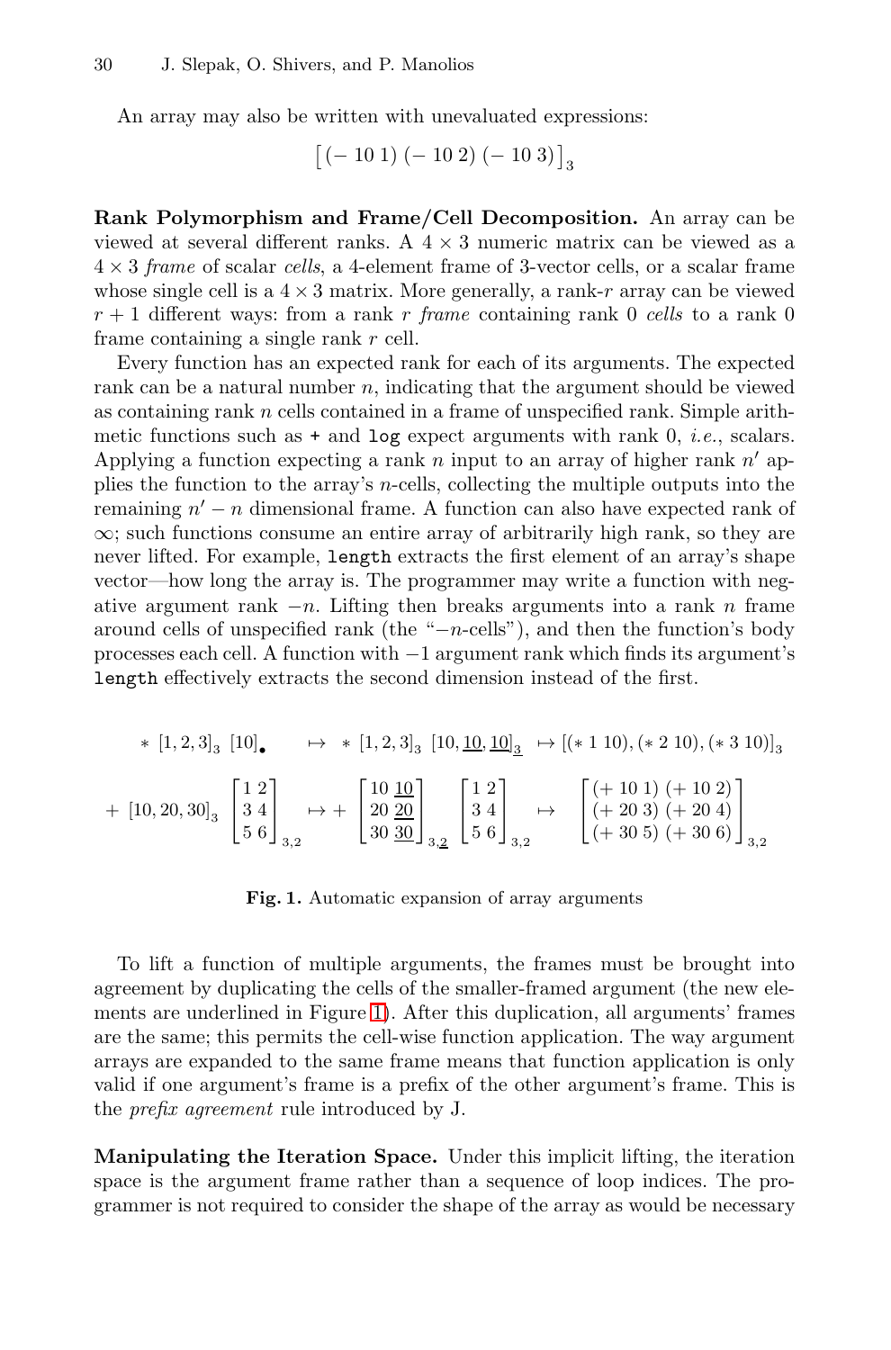An array may also be written with unevaluated expressions:

$$\left[(-\ 10\ 1)\ (-\ 10\ 2)\ (-\ 10\ 3)\right]_3$$

**Rank Polymorphism and Frame/Cell Decomposition.** An array can be viewed at several different ranks. A $4 \times 3$ numeric matrix can be viewed as a $4 \times 3$ *frame* of scalar *cells*, a 4-element frame of 3-vector cells, or a scalar frame whose single cell is a $4 \times 3$ matrix. More generally, a rank-$r$ array can be viewed $r+1$ different ways: from a rank $r$ *frame* containing rank 0 *cells* to a rank 0 frame containing a single rank $r$ cell.

Every function has an expected rank for each of its arguments. The expected rank can be a natural number $n$, indicating that the argument should be viewed as containing rank $n$ cells contained in a frame of unspecified rank. Simple arithmetic functions such as `+` and `log` expect arguments with rank 0, *i.e.*, scalars. Applying a function expecting a rank $n$ input to an array of higher rank $n'$ applies the function to the array's $n$-cells, collecting the multiple outputs into the remaining $n' - n$ dimensional frame. A function can also have expected rank of $\infty$; such functions consume an entire array of arbitrarily high rank, so they are never lifted. For example, `length` extracts the first element of an array's shape vector—how long the array is. The programmer may write a function with negative argument rank $-n$. Lifting then breaks arguments into a rank $n$ frame around cells of unspecified rank (the "$-n$-cells"), and then the function's body processes each cell. A function with $-1$ argument rank which finds its argument's `length` effectively extracts the second dimension instead of the first.

$$*\ [1,2,3]_3\ [10]_\bullet \quad \mapsto \quad *\ [1,2,3]_3\ [10,\underline{10},\underline{10}]_{\underline{3}} \ \mapsto [(*\ 1\ 10),(*\ 2\ 10),(*\ 3\ 10)]_3$$

$$+\ [10,20,30]_3 \begin{bmatrix} 1\ 2 \\ 3\ 4 \\ 5\ 6 \end{bmatrix}_{3,2} \mapsto + \begin{bmatrix} 10\ \underline{10} \\ 20\ \underline{20} \\ 30\ \underline{30} \end{bmatrix}_{3,\underline{2}} \begin{bmatrix} 1\ 2 \\ 3\ 4 \\ 5\ 6 \end{bmatrix}_{3,2} \mapsto \begin{bmatrix} (+\ 10\ 1)\ (+\ 10\ 2) \\ (+\ 20\ 3)\ (+\ 20\ 4) \\ (+\ 30\ 5)\ (+\ 30\ 6) \end{bmatrix}_{3,2}$$

**Fig. 1.** Automatic expansion of array arguments

To lift a function of multiple arguments, the frames must be brought into agreement by duplicating the cells of the smaller-framed argument (the new elements are underlined in Figure 1). After this duplication, all arguments' frames are the same; this permits the cell-wise function application. The way argument arrays are expanded to the same frame means that function application is only valid if one argument's frame is a prefix of the other argument's frame. This is the *prefix agreement* rule introduced by J.

**Manipulating the Iteration Space.** Under this implicit lifting, the iteration space is the argument frame rather than a sequence of loop indices. The programmer is not required to consider the shape of the array as would be necessary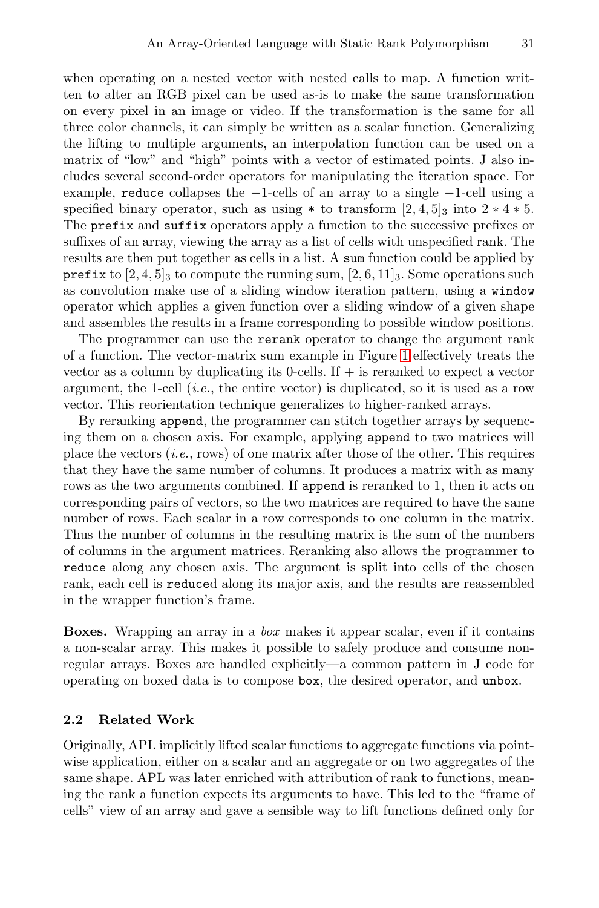when operating on a nested vector with nested calls to map. A function written to alter an RGB pixel can be used as-is to make the same transformation on every pixel in an image or video. If the transformation is the same for all three color channels, it can simply be written as a scalar function. Generalizing the lifting to multiple arguments, an interpolation function can be used on a matrix of "low" and "high" points with a vector of estimated points. J also includes several second-order operators for manipulating the iteration space. For example, `reduce` collapses the $-1$-cells of an array to a single $-1$-cell using a specified binary operator, such as using `*` to transform $[2, 4, 5]_3$ into $2 * 4 * 5$. The `prefix` and `suffix` operators apply a function to the successive prefixes or suffixes of an array, viewing the array as a list of cells with unspecified rank. The results are then put together as cells in a list. A `sum` function could be applied by `prefix` to $[2, 4, 5]_3$ to compute the running sum, $[2, 6, 11]_3$. Some operations such as convolution make use of a sliding window iteration pattern, using a `window` operator which applies a given function over a sliding window of a given shape and assembles the results in a frame corresponding to possible window positions.

The programmer can use the `rerank` operator to change the argument rank of a function. The vector-matrix sum example in Figure 1 effectively treats the vector as a column by duplicating its 0-cells. If $+$ is reranked to expect a vector argument, the 1-cell (*i.e.*, the entire vector) is duplicated, so it is used as a row vector. This reorientation technique generalizes to higher-ranked arrays.

By reranking `append`, the programmer can stitch together arrays by sequencing them on a chosen axis. For example, applying `append` to two matrices will place the vectors (*i.e.*, rows) of one matrix after those of the other. This requires that they have the same number of columns. It produces a matrix with as many rows as the two arguments combined. If `append` is reranked to 1, then it acts on corresponding pairs of vectors, so the two matrices are required to have the same number of rows. Each scalar in a row corresponds to one column in the matrix. Thus the number of columns in the resulting matrix is the sum of the numbers of columns in the argument matrices. Reranking also allows the programmer to `reduce` along any chosen axis. The argument is split into cells of the chosen rank, each cell is `reduce`d along its major axis, and the results are reassembled in the wrapper function's frame.

**Boxes.** Wrapping an array in a *box* makes it appear scalar, even if it contains a non-scalar array. This makes it possible to safely produce and consume non-regular arrays. Boxes are handled explicitly—a common pattern in J code for operating on boxed data is to compose `box`, the desired operator, and `unbox`.

### 2.2 Related Work

Originally, APL implicitly lifted scalar functions to aggregate functions via pointwise application, either on a scalar and an aggregate or on two aggregates of the same shape. APL was later enriched with attribution of rank to functions, meaning the rank a function expects its arguments to have. This led to the "frame of cells" view of an array and gave a sensible way to lift functions defined only for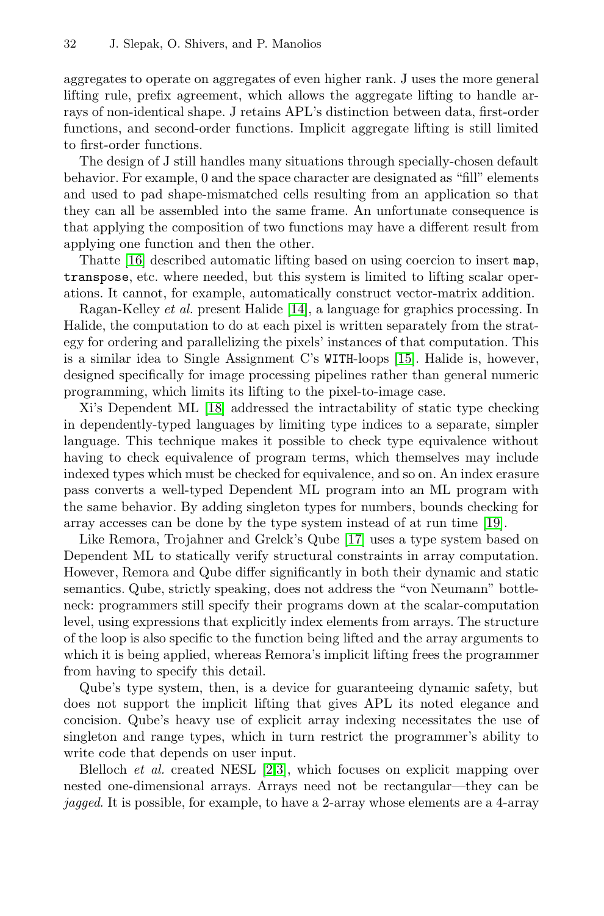aggregates to operate on aggregates of even higher rank. J uses the more general lifting rule, prefix agreement, which allows the aggregate lifting to handle arrays of non-identical shape. J retains APL's distinction between data, first-order functions, and second-order functions. Implicit aggregate lifting is still limited to first-order functions.

The design of J still handles many situations through specially-chosen default behavior. For example, 0 and the space character are designated as "fill" elements and used to pad shape-mismatched cells resulting from an application so that they can all be assembled into the same frame. An unfortunate consequence is that applying the composition of two functions may have a different result from applying one function and then the other.

Thatte [16] described automatic lifting based on using coercion to insert `map`, `transpose`, etc. where needed, but this system is limited to lifting scalar operations. It cannot, for example, automatically construct vector-matrix addition.

Ragan-Kelley *et al.* present Halide [14], a language for graphics processing. In Halide, the computation to do at each pixel is written separately from the strategy for ordering and parallelizing the pixels' instances of that computation. This is a similar idea to Single Assignment C's `WITH`-loops [15]. Halide is, however, designed specifically for image processing pipelines rather than general numeric programming, which limits its lifting to the pixel-to-image case.

Xi's Dependent ML [18] addressed the intractability of static type checking in dependently-typed languages by limiting type indices to a separate, simpler language. This technique makes it possible to check type equivalence without having to check equivalence of program terms, which themselves may include indexed types which must be checked for equivalence, and so on. An index erasure pass converts a well-typed Dependent ML program into an ML program with the same behavior. By adding singleton types for numbers, bounds checking for array accesses can be done by the type system instead of at run time [19].

Like Remora, Trojahner and Grelck's Qube [17] uses a type system based on Dependent ML to statically verify structural constraints in array computation. However, Remora and Qube differ significantly in both their dynamic and static semantics. Qube, strictly speaking, does not address the "von Neumann" bottleneck: programmers still specify their programs down at the scalar-computation level, using expressions that explicitly index elements from arrays. The structure of the loop is also specific to the function being lifted and the array arguments to which it is being applied, whereas Remora's implicit lifting frees the programmer from having to specify this detail.

Qube's type system, then, is a device for guaranteeing dynamic safety, but does not support the implicit lifting that gives APL its noted elegance and concision. Qube's heavy use of explicit array indexing necessitates the use of singleton and range types, which in turn restrict the programmer's ability to write code that depends on user input.

Blelloch *et al.* created NESL [2,3], which focuses on explicit mapping over nested one-dimensional arrays. Arrays need not be rectangular—they can be *jagged*. It is possible, for example, to have a 2-array whose elements are a 4-array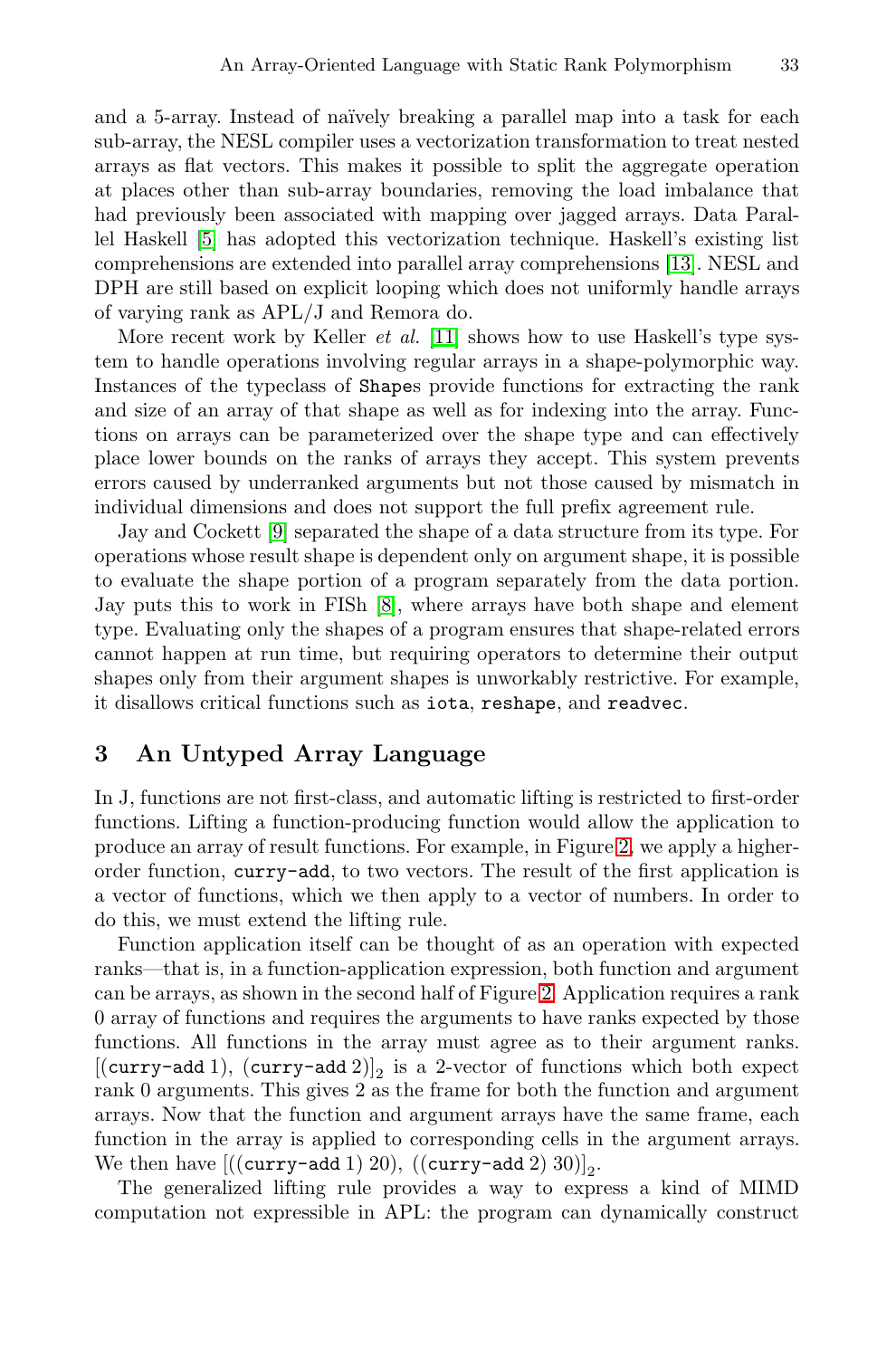and a 5-array. Instead of naïvely breaking a parallel map into a task for each sub-array, the NESL compiler uses a vectorization transformation to treat nested arrays as flat vectors. This makes it possible to split the aggregate operation at places other than sub-array boundaries, removing the load imbalance that had previously been associated with mapping over jagged arrays. Data Parallel Haskell [5] has adopted this vectorization technique. Haskell's existing list comprehensions are extended into parallel array comprehensions [13]. NESL and DPH are still based on explicit looping which does not uniformly handle arrays of varying rank as APL/J and Remora do.

More recent work by Keller *et al.* [11] shows how to use Haskell's type system to handle operations involving regular arrays in a shape-polymorphic way. Instances of the typeclass of `Shape`s provide functions for extracting the rank and size of an array of that shape as well as for indexing into the array. Functions on arrays can be parameterized over the shape type and can effectively place lower bounds on the ranks of arrays they accept. This system prevents errors caused by underranked arguments but not those caused by mismatch in individual dimensions and does not support the full prefix agreement rule.

Jay and Cockett [9] separated the shape of a data structure from its type. For operations whose result shape is dependent only on argument shape, it is possible to evaluate the shape portion of a program separately from the data portion. Jay puts this to work in FISh [8], where arrays have both shape and element type. Evaluating only the shapes of a program ensures that shape-related errors cannot happen at run time, but requiring operators to determine their output shapes only from their argument shapes is unworkably restrictive. For example, it disallows critical functions such as `iota`, `reshape`, and `readvec`.

## 3 An Untyped Array Language

In J, functions are not first-class, and automatic lifting is restricted to first-order functions. Lifting a function-producing function would allow the application to produce an array of result functions. For example, in Figure 2, we apply a higher-order function, `curry-add`, to two vectors. The result of the first application is a vector of functions, which we then apply to a vector of numbers. In order to do this, we must extend the lifting rule.

Function application itself can be thought of as an operation with expected ranks—that is, in a function-application expression, both function and argument can be arrays, as shown in the second half of Figure 2. Application requires a rank 0 array of functions and requires the arguments to have ranks expected by those functions. All functions in the array must agree as to their argument ranks. $[(\texttt{curry-add}\ 1),\ (\texttt{curry-add}\ 2)]_2$ is a 2-vector of functions which both expect rank 0 arguments. This gives 2 as the frame for both the function and argument arrays. Now that the function and argument arrays have the same frame, each function in the array is applied to corresponding cells in the argument arrays. We then have $[((\texttt{curry-add}\ 1)\ 20),\ ((\texttt{curry-add}\ 2)\ 30)]_2$.

The generalized lifting rule provides a way to express a kind of MIMD computation not expressible in APL: the program can dynamically construct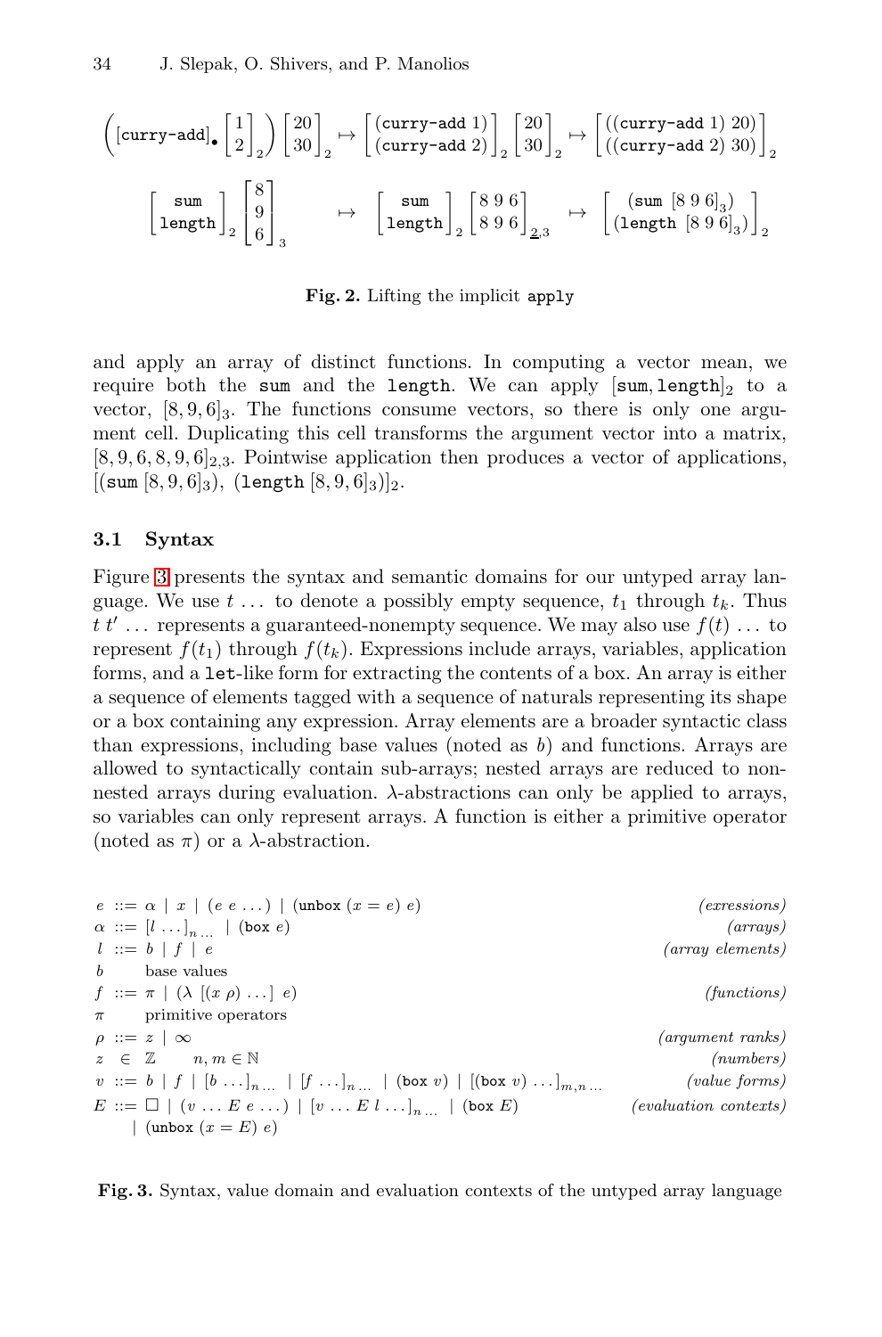$$\left([\texttt{curry-add}]_{\bullet} \begin{bmatrix}1\\2\end{bmatrix}_2\right) \begin{bmatrix}20\\30\end{bmatrix}_2 \mapsto \begin{bmatrix}(\texttt{curry-add}\ 1)\\(\texttt{curry-add}\ 2)\end{bmatrix}_2 \begin{bmatrix}20\\30\end{bmatrix}_2 \mapsto \begin{bmatrix}((\texttt{curry-add}\ 1)\ 20)\\((\texttt{curry-add}\ 2)\ 30)\end{bmatrix}_2$$

$$\begin{bmatrix}\texttt{sum}\\\texttt{length}\end{bmatrix}_2 \begin{bmatrix}8\\9\\6\end{bmatrix}_3 \quad \mapsto \quad \begin{bmatrix}\texttt{sum}\\\texttt{length}\end{bmatrix}_2 \begin{bmatrix}8\ 9\ 6\\8\ 9\ 6\end{bmatrix}_{\underline{2},3} \quad \mapsto \quad \begin{bmatrix}(\texttt{sum}\ [8\ 9\ 6]_3)\\(\texttt{length}\ [8\ 9\ 6]_3)\end{bmatrix}_2$$

**Fig. 2.** Lifting the implicit `apply`

and apply an array of distinct functions. In computing a vector mean, we require both the `sum` and the `length`. We can apply $[\texttt{sum}, \texttt{length}]_2$ to a vector, $[8, 9, 6]_3$. The functions consume vectors, so there is only one argument cell. Duplicating this cell transforms the argument vector into a matrix, $[8, 9, 6, 8, 9, 6]_{2,3}$. Pointwise application then produces a vector of applications, $[(\texttt{sum}\ [8, 9, 6]_3),\ (\texttt{length}\ [8, 9, 6]_3)]_2$.

### 3.1 Syntax

Figure 3 presents the syntax and semantic domains for our untyped array language. We use $t\ \ldots$ to denote a possibly empty sequence, $t_1$ through $t_k$. Thus $t\ t'\ \ldots$ represents a guaranteed-nonempty sequence. We may also use $f(t)\ \ldots$ to represent $f(t_1)$ through $f(t_k)$. Expressions include arrays, variables, application forms, and a `let`-like form for extracting the contents of a box. An array is either a sequence of elements tagged with a sequence of naturals representing its shape or a box containing any expression. Array elements are a broader syntactic class than expressions, including base values (noted as $b$) and functions. Arrays are allowed to syntactically contain sub-arrays; nested arrays are reduced to non-nested arrays during evaluation. $\lambda$-abstractions can only be applied to arrays, so variables can only represent arrays. A function is either a primitive operator (noted as $\pi$) or a $\lambda$-abstraction.

| | | |
|---|---|---|
| $e ::= \alpha \mid x \mid (e\ e\ \ldots) \mid (\texttt{unbox}\ (x = e)\ e)$ | | *(exressions)* |
| $\alpha ::= [l\ \ldots]_{n\ \ldots} \mid (\texttt{box}\ e)$ | | *(arrays)* |
| $l ::= b \mid f \mid e$ | | *(array elements)* |
| $b$ | base values | |
| $f ::= \pi \mid (\lambda\ [(x\ \rho)\ \ldots]\ e)$ | | *(functions)* |
| $\pi$ | primitive operators | |
| $\rho ::= z \mid \infty$ | | *(argument ranks)* |
| $z \in \mathbb{Z}$ | $n, m \in \mathbb{N}$ | *(numbers)* |
| $v ::= b \mid f \mid [b\ \ldots]_{n\ \ldots} \mid [f\ \ldots]_{n\ \ldots} \mid (\texttt{box}\ v) \mid [(\texttt{box}\ v)\ \ldots]_{m,n\ \ldots}$ | | *(value forms)* |
| $E ::= \Box \mid (v\ \ldots\ E\ e\ \ldots) \mid [v\ \ldots\ E\ l\ \ldots]_{n\ \ldots} \mid (\texttt{box}\ E)$ $\mid (\texttt{unbox}\ (x = E)\ e)$ | | *(evaluation contexts)* |

**Fig. 3.** Syntax, value domain and evaluation contexts of the untyped array language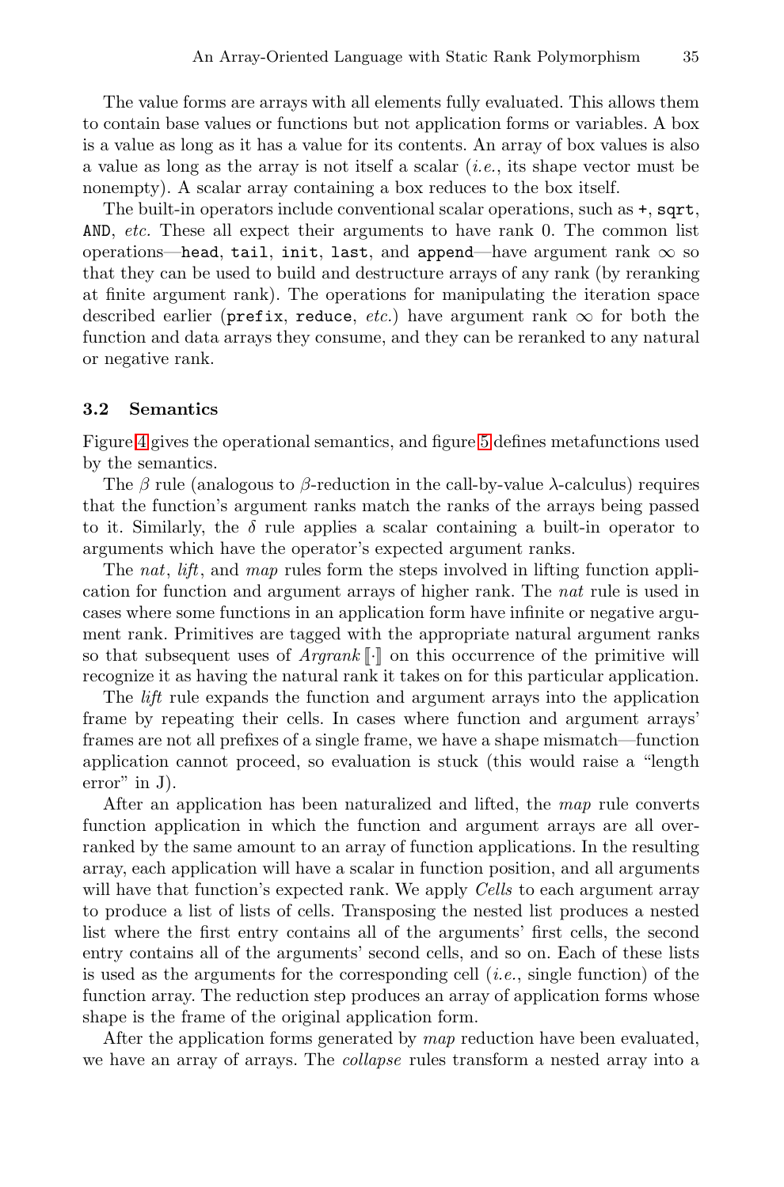The value forms are arrays with all elements fully evaluated. This allows them to contain base values or functions but not application forms or variables. A box is a value as long as it has a value for its contents. An array of box values is also a value as long as the array is not itself a scalar (*i.e.*, its shape vector must be nonempty). A scalar array containing a box reduces to the box itself.

The built-in operators include conventional scalar operations, such as `+`, `sqrt`, `AND`, *etc.* These all expect their arguments to have rank 0. The common list operations—`head`, `tail`, `init`, `last`, and `append`—have argument rank $\infty$ so that they can be used to build and destructure arrays of any rank (by reranking at finite argument rank). The operations for manipulating the iteration space described earlier (`prefix`, `reduce`, *etc.*) have argument rank $\infty$ for both the function and data arrays they consume, and they can be reranked to any natural or negative rank.

### 3.2 Semantics

Figure 4 gives the operational semantics, and figure 5 defines metafunctions used by the semantics.

The $\beta$ rule (analogous to $\beta$-reduction in the call-by-value $\lambda$-calculus) requires that the function's argument ranks match the ranks of the arrays being passed to it. Similarly, the $\delta$ rule applies a scalar containing a built-in operator to arguments which have the operator's expected argument ranks.

The *nat*, *lift*, and *map* rules form the steps involved in lifting function application for function and argument arrays of higher rank. The *nat* rule is used in cases where some functions in an application form have infinite or negative argument rank. Primitives are tagged with the appropriate natural argument ranks so that subsequent uses of $\mathit{Argrank}\,[\![\cdot]\!]$ on this occurrence of the primitive will recognize it as having the natural rank it takes on for this particular application.

The *lift* rule expands the function and argument arrays into the application frame by repeating their cells. In cases where function and argument arrays' frames are not all prefixes of a single frame, we have a shape mismatch—function application cannot proceed, so evaluation is stuck (this would raise a "length error" in J).

After an application has been naturalized and lifted, the *map* rule converts function application in which the function and argument arrays are all overranked by the same amount to an array of function applications. In the resulting array, each application will have a scalar in function position, and all arguments will have that function's expected rank. We apply *Cells* to each argument array to produce a list of lists of cells. Transposing the nested list produces a nested list where the first entry contains all of the arguments' first cells, the second entry contains all of the arguments' second cells, and so on. Each of these lists is used as the arguments for the corresponding cell (*i.e.*, single function) of the function array. The reduction step produces an array of application forms whose shape is the frame of the original application form.

After the application forms generated by *map* reduction have been evaluated, we have an array of arrays. The *collapse* rules transform a nested array into a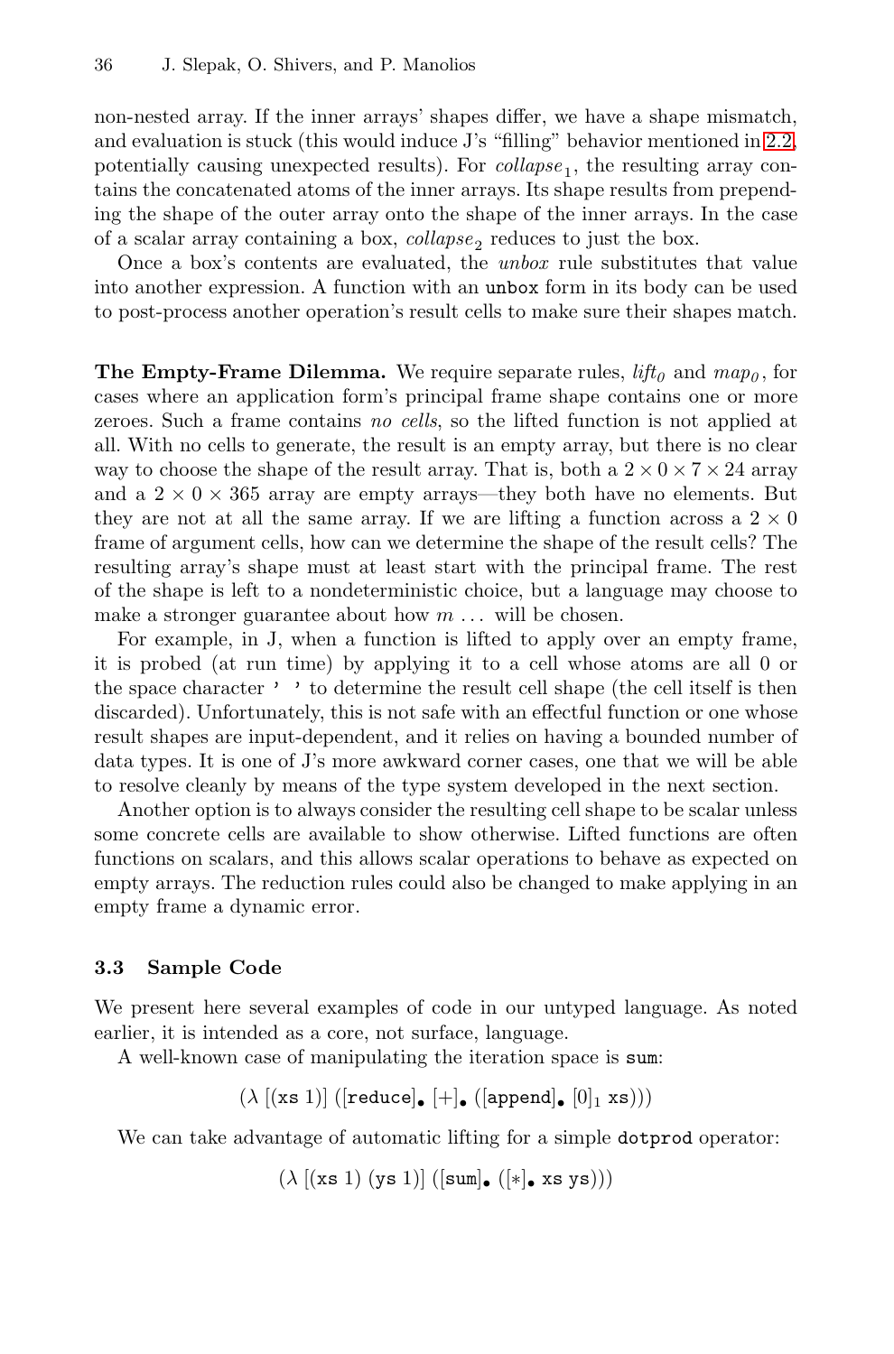non-nested array. If the inner arrays' shapes differ, we have a shape mismatch, and evaluation is stuck (this would induce J's "filling" behavior mentioned in 2.2, potentially causing unexpected results). For $collapse_1$, the resulting array contains the concatenated atoms of the inner arrays. Its shape results from prepending the shape of the outer array onto the shape of the inner arrays. In the case of a scalar array containing a box, $collapse_2$ reduces to just the box.

Once a box's contents are evaluated, the *unbox* rule substitutes that value into another expression. A function with an `unbox` form in its body can be used to post-process another operation's result cells to make sure their shapes match.

**The Empty-Frame Dilemma.** We require separate rules, $lift_0$ and $map_0$, for cases where an application form's principal frame shape contains one or more zeroes. Such a frame contains *no cells*, so the lifted function is not applied at all. With no cells to generate, the result is an empty array, but there is no clear way to choose the shape of the result array. That is, both a $2 \times 0 \times 7 \times 24$ array and a $2 \times 0 \times 365$ array are empty arrays—they both have no elements. But they are not at all the same array. If we are lifting a function across a $2 \times 0$ frame of argument cells, how can we determine the shape of the result cells? The resulting array's shape must at least start with the principal frame. The rest of the shape is left to a nondeterministic choice, but a language may choose to make a stronger guarantee about how $m \ldots$ will be chosen.

For example, in J, when a function is lifted to apply over an empty frame, it is probed (at run time) by applying it to a cell whose atoms are all 0 or the space character `' '` to determine the result cell shape (the cell itself is then discarded). Unfortunately, this is not safe with an effectful function or one whose result shapes are input-dependent, and it relies on having a bounded number of data types. It is one of J's more awkward corner cases, one that we will be able to resolve cleanly by means of the type system developed in the next section.

Another option is to always consider the resulting cell shape to be scalar unless some concrete cells are available to show otherwise. Lifted functions are often functions on scalars, and this allows scalar operations to behave as expected on empty arrays. The reduction rules could also be changed to make applying in an empty frame a dynamic error.

### 3.3 Sample Code

We present here several examples of code in our untyped language. As noted earlier, it is intended as a core, not surface, language.

A well-known case of manipulating the iteration space is `sum`:

$$(\lambda\ [(\texttt{xs}\ 1)]\ ([\texttt{reduce}]_\bullet\ [+]_\bullet\ ([\texttt{append}]_\bullet\ [0]_1\ \texttt{xs})))$$

We can take advantage of automatic lifting for a simple `dotprod` operator:

$$(\lambda\ [(\texttt{xs}\ 1)\ (\texttt{ys}\ 1)]\ ([\texttt{sum}]_\bullet\ ([*]_\bullet\ \texttt{xs}\ \texttt{ys})))$$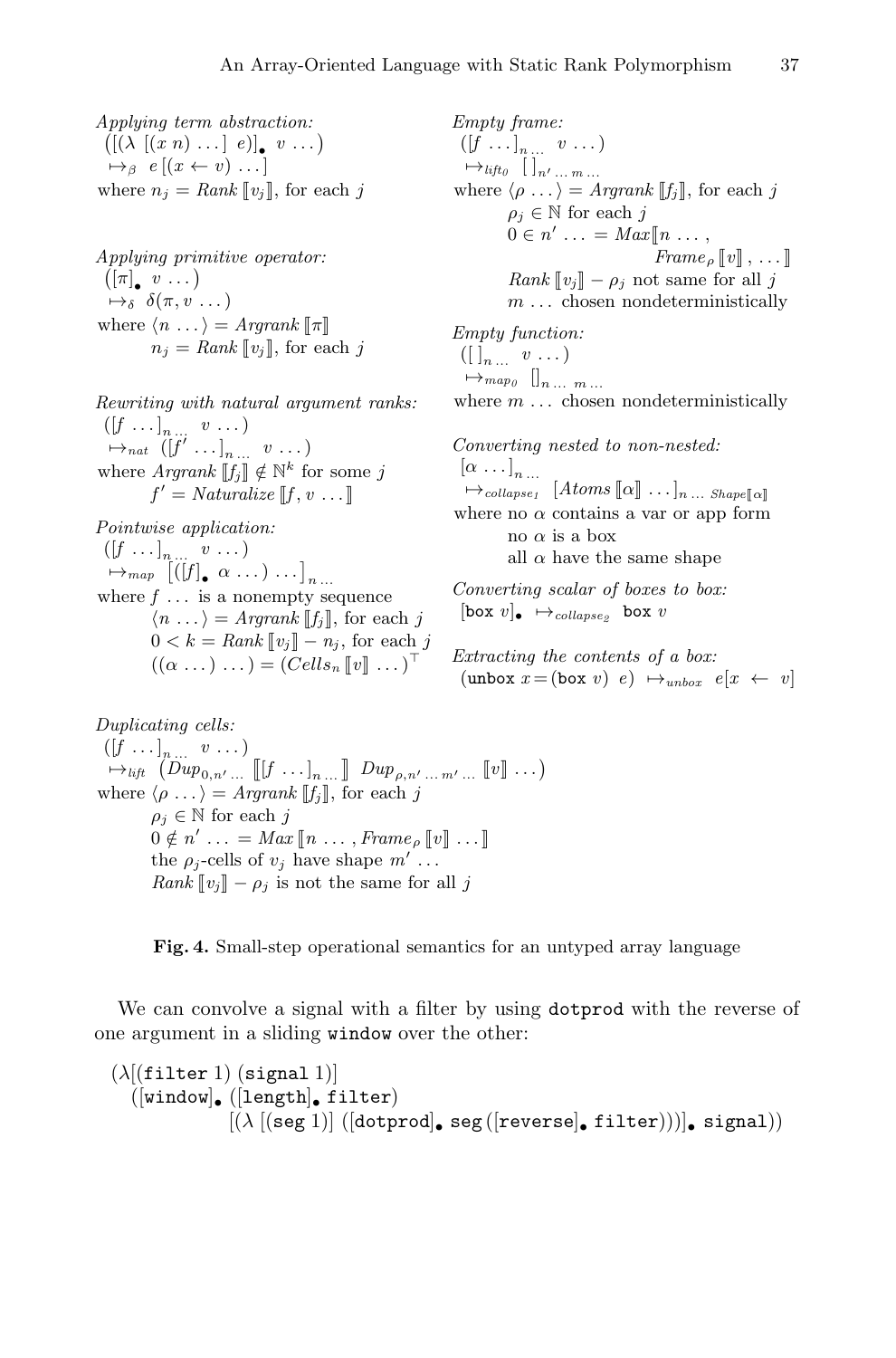*Applying term abstraction:*

$$([(\lambda\ [(x\ n)\ \ldots]\ e)]_{\bullet}\ v\ \ldots)$$
$$\mapsto_{\beta}\ e\,[(x \leftarrow v)\ \ldots]$$

where $n_j = \mathit{Rank}\,[\![v_j]\!]$, for each $j$

*Applying primitive operator:*

$$([\pi]_{\bullet}\ v\ \ldots)$$
$$\mapsto_{\delta}\ \delta(\pi, v\ \ldots)$$

where $\langle n\ \ldots\rangle = \mathit{Argrank}\,[\![\pi]\!]$
$n_j = \mathit{Rank}\,[\![v_j]\!]$, for each $j$

*Rewriting with natural argument ranks:*

$$([f\ \ldots]_{n\ \ldots}\ v\ \ldots)$$
$$\mapsto_{nat}\ ([f'\ \ldots]_{n\ \ldots}\ v\ \ldots)$$

where $\mathit{Argrank}\,[\![f_j]\!] \notin \mathbb{N}^k$ for some $j$
$f' = \mathit{Naturalize}\,[\![f, v\ \ldots]\!]$

*Pointwise application:*

$$([f\ \ldots]_{n\ \ldots}\ v\ \ldots)$$
$$\mapsto_{map}\ [([f]_{\bullet}\ \alpha\ \ldots)\ \ldots]_{n\ \ldots}$$

where $f\ \ldots$ is a nonempty sequence
$\langle n\ \ldots\rangle = \mathit{Argrank}\,[\![f_j]\!]$, for each $j$
$0 < k = \mathit{Rank}\,[\![v_j]\!] - n_j$, for each $j$
$((\alpha\ \ldots)\ \ldots) = (\mathit{Cells}_n\,[\![v]\!]\ \ldots)^{\top}$

*Empty frame:*

$$([f\ \ldots]_{n\ \ldots}\ v\ \ldots)$$
$$\mapsto_{lift_0}\ [\ ]_{n'\ \ldots\ m\ \ldots}$$

where $\langle \rho\ \ldots\rangle = \mathit{Argrank}\,[\![f_j]\!]$, for each $j$
$\rho_j \in \mathbb{N}$ for each $j$
$0 \in n'\ \ldots = \mathit{Max}[\![n\ \ldots, \mathit{Frame}_{\rho}\,[\![v]\!], \ldots]\!]$
$\mathit{Rank}\,[\![v_j]\!] - \rho_j$ not same for all $j$
$m\ \ldots$ chosen nondeterministically

*Empty function:*

$$([\ ]_{n\ \ldots}\ v\ \ldots)$$
$$\mapsto_{map_0}\ [\,]_{n\ \ldots\ m\ \ldots}$$

where $m\ \ldots$ chosen nondeterministically

*Converting nested to non-nested:*

$$[\alpha\ \ldots]_{n\ \ldots}$$
$$\mapsto_{collapse_1}\ [\mathit{Atoms}\,[\![\alpha]\!]\ \ldots]_{n\ \ldots\ \mathit{Shape}[\![\alpha]\!]}$$

where no $\alpha$ contains a var or app form
no $\alpha$ is a box
all $\alpha$ have the same shape

*Converting scalar of boxes to box:*

$$[\texttt{box}\ v]_{\bullet}\ \mapsto_{collapse_2}\ \texttt{box}\ v$$

*Extracting the contents of a box:*

$$(\texttt{unbox}\ x = (\texttt{box}\ v)\ e)\ \mapsto_{unbox}\ e[x \leftarrow v]$$

*Duplicating cells:*

$$([f\ \ldots]_{n\ \ldots}\ v\ \ldots)$$
$$\mapsto_{lift}\ (\mathit{Dup}_{0,n'\ \ldots}\,[\![[f\ \ldots]_{n\ \ldots}]\!]\ \mathit{Dup}_{\rho,n'\ \ldots\ m'\ \ldots}\,[\![v]\!]\ \ldots)$$

where $\langle \rho\ \ldots\rangle = \mathit{Argrank}\,[\![f_j]\!]$, for each $j$
$\rho_j \in \mathbb{N}$ for each $j$
$0 \notin n'\ \ldots = \mathit{Max}\,[\![n\ \ldots, \mathit{Frame}_{\rho}\,[\![v]\!]\ \ldots]\!]$
the $\rho_j$-cells of $v_j$ have shape $m'\ \ldots$
$\mathit{Rank}\,[\![v_j]\!] - \rho_j$ is not the same for all $j$

**Fig. 4.** Small-step operational semantics for an untyped array language

We can convolve a signal with a filter by using `dotprod` with the reverse of one argument in a sliding `window` over the other:

```
(λ[(filter 1) (signal 1)]
  ([window]• ([length]• filter)
             [(λ [(seg 1)] ([dotprod]• seg ([reverse]• filter)))]• signal))
```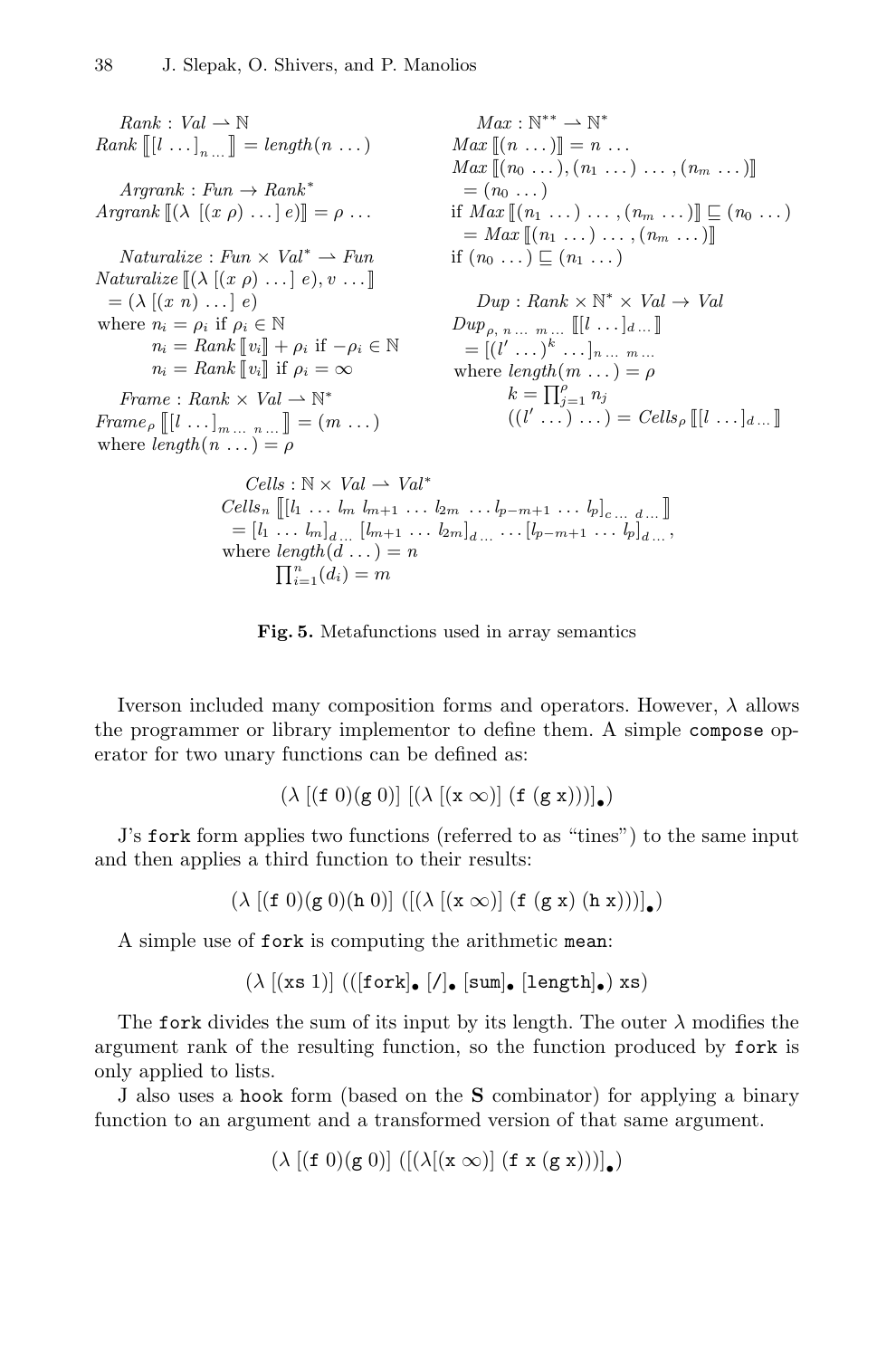$$Rank : Val \rightharpoonup \mathbb{N}$$
$$Rank\left[\!\left[[l\ \ldots]_{n\ \ldots}\right]\!\right] = length(n\ \ldots)$$

$$Argrank : Fun \rightarrow Rank^*$$
$$Argrank\,[\![(\lambda\ [(x\ \rho)\ \ldots]\ e)]\!] = \rho\ \ldots$$

$$Naturalize : Fun \times Val^* \rightharpoonup Fun$$
$$Naturalize\,[\![(\lambda\ [(x\ \rho)\ \ldots]\ e), v\ \ldots]\!] = (\lambda\ [(x\ n)\ \ldots]\ e)$$
where
$$n_i = \rho_i \text{ if } \rho_i \in \mathbb{N}$$
$$n_i = Rank\,[\![v_i]\!] + \rho_i \text{ if } -\rho_i \in \mathbb{N}$$
$$n_i = Rank\,[\![v_i]\!] \text{ if } \rho_i = \infty$$

$$Frame : Rank \times Val \rightharpoonup \mathbb{N}^*$$
$$Frame_\rho\left[\!\left[[l\ \ldots]_{m\ \ldots\ n\ \ldots}\right]\!\right] = (m\ \ldots)$$
where $length(n\ \ldots) = \rho$

$$Max : \mathbb{N}^{**} \rightharpoonup \mathbb{N}^*$$
$$Max\,[\![(n\ \ldots)]\!] = n\ \ldots$$
$$Max\,[\![(n_0\ \ldots), (n_1\ \ldots)\ \ldots, (n_m\ \ldots)]\!] = (n_0\ \ldots)$$
if $Max\,[\![(n_1\ \ldots)\ \ldots, (n_m\ \ldots)]\!] \sqsubseteq (n_0\ \ldots)$
$$= Max\,[\![(n_1\ \ldots)\ \ldots, (n_m\ \ldots)]\!]$$
if $(n_0\ \ldots) \sqsubseteq (n_1\ \ldots)$

$$Dup : Rank \times \mathbb{N}^* \times Val \rightarrow Val$$
$$Dup_{\rho,\ n\ \ldots\ m\ \ldots}\,[\![[l\ \ldots]_{d\ \ldots}]\!] = [(l'\ \ldots)^k\ \ldots]_{n\ \ldots\ m\ \ldots}$$
where $length(m\ \ldots) = \rho$
$$k = \prod_{j=1}^{\rho} n_j$$
$$((l'\ \ldots)\ \ldots) = Cells_\rho\,[\![[l\ \ldots]_{d\ \ldots}]\!]$$

$$Cells : \mathbb{N} \times Val \rightharpoonup Val^*$$
$$Cells_n\left[\!\left[[l_1\ \ldots\ l_m\ l_{m+1}\ \ldots\ l_{2m}\ \ldots l_{p-m+1}\ \ldots\ l_p]_{c\ \ldots\ d\ \ldots}\right]\!\right] = [l_1\ \ldots\ l_m]_{d\ \ldots}\ [l_{m+1}\ \ldots\ l_{2m}]_{d\ \ldots}\ \ldots [l_{p-m+1}\ \ldots\ l_p]_{d\ \ldots},$$
where $length(d\ \ldots) = n$
$$\prod_{i=1}^{n}(d_i) = m$$

**Fig. 5.** Metafunctions used in array semantics

Iverson included many composition forms and operators. However, $\lambda$ allows the programmer or library implementor to define them. A simple `compose` operator for two unary functions can be defined as:

$$(\lambda\ [(\texttt{f}\ 0)(\texttt{g}\ 0)]\ [(\lambda\ [(\texttt{x}\ \infty)]\ (\texttt{f}\ (\texttt{g}\ \texttt{x})))]_\bullet)$$

J's `fork` form applies two functions (referred to as "tines") to the same input and then applies a third function to their results:

$$(\lambda\ [(\texttt{f}\ 0)(\texttt{g}\ 0)(\texttt{h}\ 0)]\ ([(\lambda\ [(\texttt{x}\ \infty)]\ (\texttt{f}\ (\texttt{g}\ \texttt{x})\ (\texttt{h}\ \texttt{x})))]_\bullet)$$

A simple use of `fork` is computing the arithmetic `mean`:

$$(\lambda\ [(\texttt{xs}\ 1)]\ (([\texttt{fork}]_\bullet\ [/]_\bullet\ [\texttt{sum}]_\bullet\ [\texttt{length}]_\bullet)\ \texttt{xs})$$

The `fork` divides the sum of its input by its length. The outer $\lambda$ modifies the argument rank of the resulting function, so the function produced by `fork` is only applied to lists.

J also uses a `hook` form (based on the **S** combinator) for applying a binary function to an argument and a transformed version of that same argument.

$$(\lambda\ [(\texttt{f}\ 0)(\texttt{g}\ 0)]\ ([(\lambda[(\texttt{x}\ \infty)]\ (\texttt{f}\ \texttt{x}\ (\texttt{g}\ \texttt{x})))]_\bullet)$$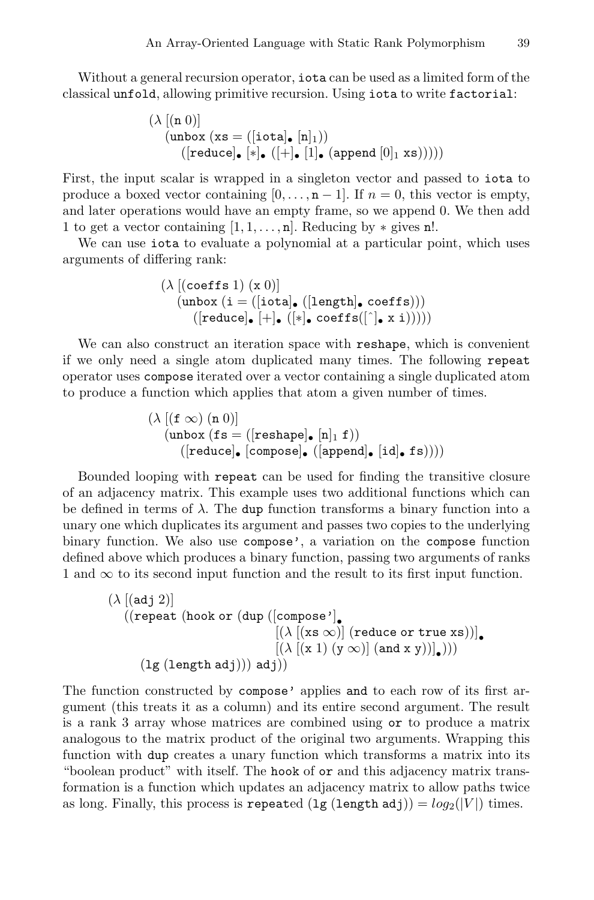Without a general recursion operator, iota can be used as a limited form of the classical unfold, allowing primitive recursion. Using iota to write factorial:

```
(λ [(n 0)]
   (unbox (xs = ([iota]• [n]₁))
      ([reduce]• [*]• ([+]• [1]• (append [0]₁ xs)))))
```

First, the input scalar is wrapped in a singleton vector and passed to iota to produce a boxed vector containing $[0, \ldots, \mathtt{n}-1]$. If $n = 0$, this vector is empty, and later operations would have an empty frame, so we append 0. We then add 1 to get a vector containing $[1, 1, \ldots, \mathtt{n}]$. Reducing by $*$ gives $\mathtt{n}!$.

We can use iota to evaluate a polynomial at a particular point, which uses arguments of differing rank:

```
(λ [(coeffs 1) (x 0)]
   (unbox (i = ([iota]• ([length]• coeffs)))
      ([reduce]• [+]• ([*]• coeffs([^]• x i)))))
```

We can also construct an iteration space with reshape, which is convenient if we only need a single atom duplicated many times. The following repeat operator uses compose iterated over a vector containing a single duplicated atom to produce a function which applies that atom a given number of times.

```
(λ [(f ∞) (n 0)]
   (unbox (fs = ([reshape]• [n]₁ f))
      ([reduce]• [compose]• ([append]• [id]• fs))))
```

Bounded looping with repeat can be used for finding the transitive closure of an adjacency matrix. This example uses two additional functions which can be defined in terms of $\lambda$. The dup function transforms a binary function into a unary one which duplicates its argument and passes two copies to the underlying binary function. We also use compose', a variation on the compose function defined above which produces a binary function, passing two arguments of ranks 1 and $\infty$ to its second input function and the result to its first input function.

```
(λ [(adj 2)]
   ((repeat (hook or (dup ([compose']•
                             [(λ [(xs ∞)] (reduce or true xs))]•
                             [(λ [(x 1) (y ∞)] (and x y))]•)))
      (lg (length adj))) adj))
```

The function constructed by compose' applies and to each row of its first argument (this treats it as a column) and its entire second argument. The result is a rank 3 array whose matrices are combined using or to produce a matrix analogous to the matrix product of the original two arguments. Wrapping this function with dup creates a unary function which transforms a matrix into its "boolean product" with itself. The hook of or and this adjacency matrix transformation is a function which updates an adjacency matrix to allow paths twice as long. Finally, this process is repeated (lg (length adj)) $= log_2(|V|)$ times.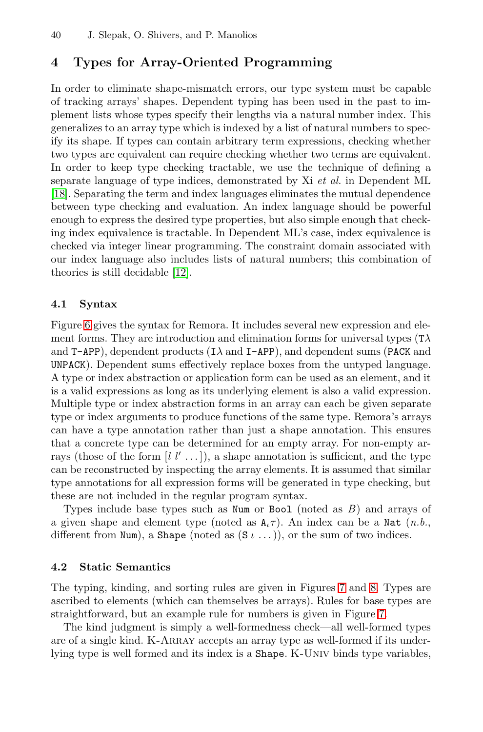## 4 Types for Array-Oriented Programming

In order to eliminate shape-mismatch errors, our type system must be capable of tracking arrays' shapes. Dependent typing has been used in the past to implement lists whose types specify their lengths via a natural number index. This generalizes to an array type which is indexed by a list of natural numbers to specify its shape. If types can contain arbitrary term expressions, checking whether two types are equivalent can require checking whether two terms are equivalent. In order to keep type checking tractable, we use the technique of defining a separate language of type indices, demonstrated by Xi *et al.* in Dependent ML [18]. Separating the term and index languages eliminates the mutual dependence between type checking and evaluation. An index language should be powerful enough to express the desired type properties, but also simple enough that checking index equivalence is tractable. In Dependent ML's case, index equivalence is checked via integer linear programming. The constraint domain associated with our index language also includes lists of natural numbers; this combination of theories is still decidable [12].

### 4.1 Syntax

Figure 6 gives the syntax for Remora. It includes several new expression and element forms. They are introduction and elimination forms for universal types (`T`$\lambda$ and `T-APP`), dependent products (`I`$\lambda$ and `I-APP`), and dependent sums (`PACK` and `UNPACK`). Dependent sums effectively replace boxes from the untyped language. A type or index abstraction or application form can be used as an element, and it is a valid expressions as long as its underlying element is also a valid expression. Multiple type or index abstraction forms in an array can each be given separate type or index arguments to produce functions of the same type. Remora's arrays can have a type annotation rather than just a shape annotation. This ensures that a concrete type can be determined for an empty array. For non-empty arrays (those of the form $[l\ l'\ \ldots]$), a shape annotation is sufficient, and the type can be reconstructed by inspecting the array elements. It is assumed that similar type annotations for all expression forms will be generated in type checking, but these are not included in the regular program syntax.

Types include base types such as `Num` or `Bool` (noted as $B$) and arrays of a given shape and element type (noted as $\mathtt{A}_\iota \tau$). An index can be a `Nat` (*n.b.*, different from `Num`), a `Shape` (noted as $(\mathtt{S}\ \iota\ \ldots)$), or the sum of two indices.

### 4.2 Static Semantics

The typing, kinding, and sorting rules are given in Figures 7 and 8. Types are ascribed to elements (which can themselves be arrays). Rules for base types are straightforward, but an example rule for numbers is given in Figure 7.

The kind judgment is simply a well-formedness check—all well-formed types are of a single kind. K-Array accepts an array type as well-formed if its underlying type is well formed and its index is a `Shape`. K-Univ binds type variables,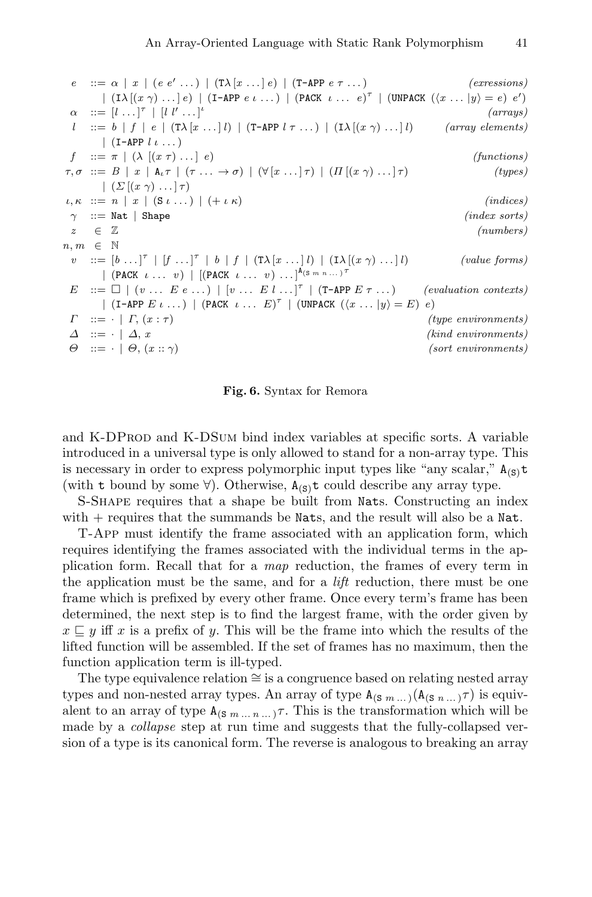$$
\begin{array}{llll}
e & ::= & \alpha \mid x \mid (e\ e' \ldots) \mid (\texttt{T}\lambda\,[x \ldots]\ e) \mid (\texttt{T-APP}\ e\ \tau \ldots) & \textit{(exressions)} \\
 & \mid & (\texttt{I}\lambda\,[(x\ \gamma) \ldots]\ e) \mid (\texttt{I-APP}\ e\ \iota \ldots) \mid (\texttt{PACK}\ \iota \ldots\ e)^{\tau} \mid (\texttt{UNPACK}\ (\langle x \ldots \vert y\rangle = e)\ e') & \\
\alpha & ::= & [l \ldots]^{\tau} \mid [l\ l' \ldots]^{\iota} & \textit{(arrays)} \\
l & ::= & b \mid f \mid e \mid (\texttt{T}\lambda\,[x \ldots]\ l) \mid (\texttt{T-APP}\ l\ \tau \ldots) \mid (\texttt{I}\lambda\,[(x\ \gamma) \ldots]\ l) & \textit{(array elements)} \\
 & \mid & (\texttt{I-APP}\ l\ \iota \ldots) & \\
f & ::= & \pi \mid (\lambda\ [(x\ \tau) \ldots]\ e) & \textit{(functions)} \\
\tau, \sigma & ::= & B \mid x \mid \texttt{A}_{\iota}\tau \mid (\tau \ldots \to \sigma) \mid (\forall\,[x \ldots]\ \tau) \mid (\Pi\,[(x\ \gamma) \ldots]\ \tau) & \textit{(types)} \\
 & \mid & (\Sigma\,[(x\ \gamma) \ldots]\ \tau) & \\
\iota, \kappa & ::= & n \mid x \mid (\texttt{S}\ \iota \ldots) \mid (+\ \iota\ \kappa) & \textit{(indices)} \\
\gamma & ::= & \texttt{Nat} \mid \texttt{Shape} & \textit{(index sorts)} \\
z & \in & \mathbb{Z} & \textit{(numbers)} \\
n, m & \in & \mathbb{N} & \\
v & ::= & [b \ldots]^{\tau} \mid [f \ldots]^{\tau} \mid b \mid f \mid (\texttt{T}\lambda\,[x \ldots]\ l) \mid (\texttt{I}\lambda\,[(x\ \gamma) \ldots]\ l) & \textit{(value forms)} \\
 & \mid & (\texttt{PACK}\ \iota \ldots\ v) \mid [(\texttt{PACK}\ \iota \ldots\ v) \ldots]^{\texttt{A}_{(\texttt{S}\ m\ n \ldots)}\tau} & \\
E & ::= & \square \mid (v \ldots\ E\ e \ldots) \mid [v \ldots\ E\ l \ldots]^{\tau} \mid (\texttt{T-APP}\ E\ \tau \ldots) & \textit{(evaluation contexts)} \\
 & \mid & (\texttt{I-APP}\ E\ \iota \ldots) \mid (\texttt{PACK}\ \iota \ldots\ E)^{\tau} \mid (\texttt{UNPACK}\ (\langle x \ldots \vert y\rangle = E)\ e) & \\
\Gamma & ::= & \cdot \mid \Gamma, (x : \tau) & \textit{(type environments)} \\
\Delta & ::= & \cdot \mid \Delta, x & \textit{(kind environments)} \\
\Theta & ::= & \cdot \mid \Theta, (x :: \gamma) & \textit{(sort environments)}
\end{array}
$$

**Fig. 6.** Syntax for Remora

and K-DProd and K-DSum bind index variables at specific sorts. A variable introduced in a universal type is only allowed to stand for a non-array type. This is necessary in order to express polymorphic input types like "any scalar," $\texttt{A}_{(\texttt{S})}\texttt{t}$ (with $\texttt{t}$ bound by some $\forall$). Otherwise, $\texttt{A}_{(\texttt{S})}\texttt{t}$ could describe any array type.

S-Shape requires that a shape be built from Nats. Constructing an index with + requires that the summands be Nats, and the result will also be a Nat.

T-App must identify the frame associated with an application form, which requires identifying the frames associated with the individual terms in the application form. Recall that for a *map* reduction, the frames of every term in the application must be the same, and for a *lift* reduction, there must be one frame which is prefixed by every other frame. Once every term's frame has been determined, the next step is to find the largest frame, with the order given by $x \sqsubseteq y$ iff $x$ is a prefix of $y$. This will be the frame into which the results of the lifted function will be assembled. If the set of frames has no maximum, then the function application term is ill-typed.

The type equivalence relation $\cong$ is a congruence based on relating nested array types and non-nested array types. An array of type $\texttt{A}_{(\texttt{S}\ m \ldots)}(\texttt{A}_{(\texttt{S}\ n \ldots)}\tau)$ is equivalent to an array of type $\texttt{A}_{(\texttt{S}\ m \ldots\ n \ldots)}\tau$. This is the transformation which will be made by a *collapse* step at run time and suggests that the fully-collapsed version of a type is its canonical form. The reverse is analogous to breaking an array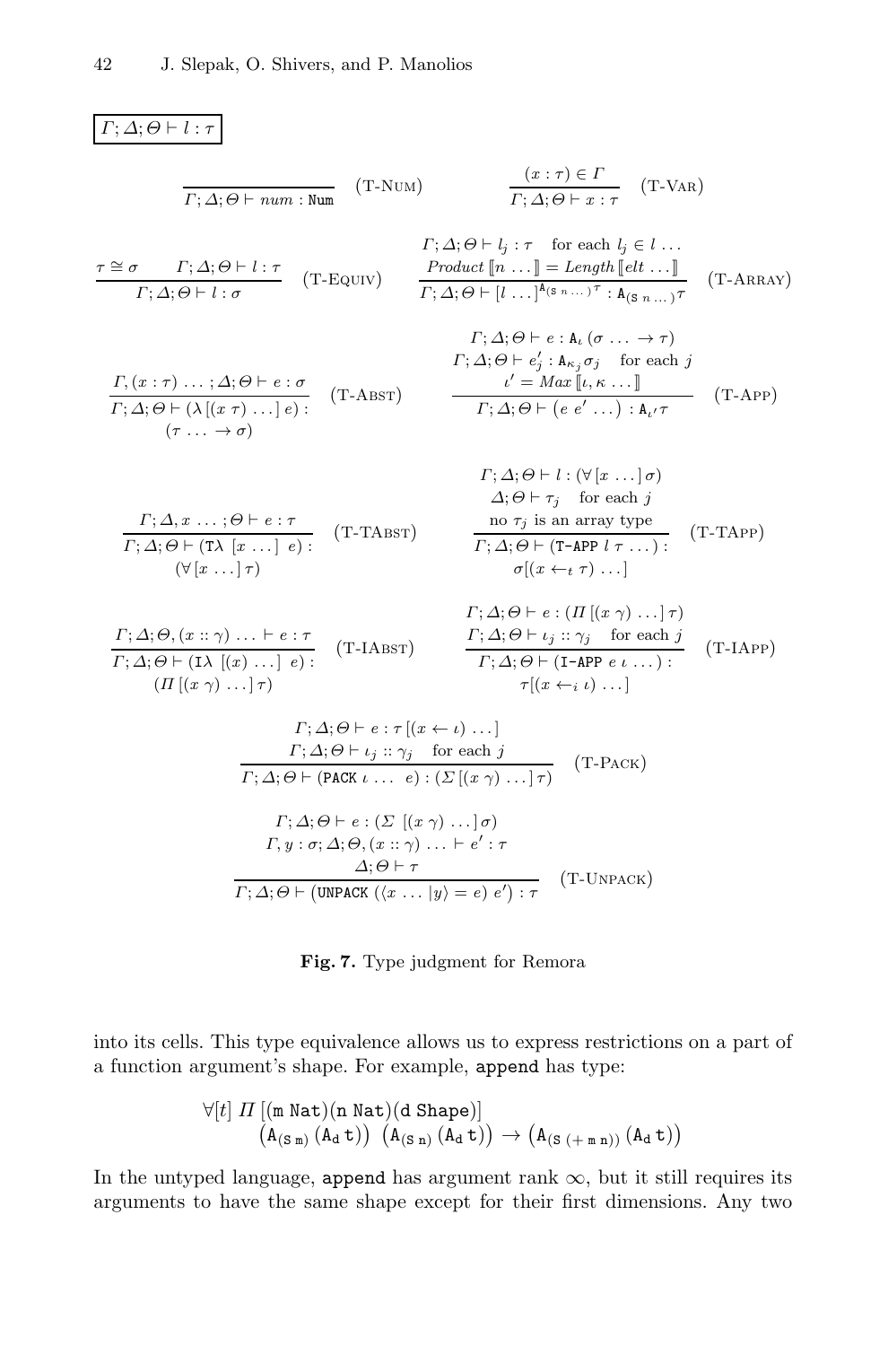$\boxed{\Gamma; \Delta; \Theta \vdash l : \tau}$

$$\frac{}{\Gamma; \Delta; \Theta \vdash num : \texttt{Num}} \quad (\text{T-Num}) \qquad \frac{(x : \tau) \in \Gamma}{\Gamma; \Delta; \Theta \vdash x : \tau} \quad (\text{T-Var})$$

$$\frac{\tau \cong \sigma \qquad \Gamma; \Delta; \Theta \vdash l : \tau}{\Gamma; \Delta; \Theta \vdash l : \sigma} \quad (\text{T-Equiv}) \qquad \frac{\begin{array}{c}\Gamma; \Delta; \Theta \vdash l_j : \tau \quad \text{for each } l_j \in l \ldots \\ \mathit{Product}\,[\![n \ldots]\!] = \mathit{Length}\,[\![elt \ldots]\!]\end{array}}{\Gamma; \Delta; \Theta \vdash [l \ldots]^{\texttt{A}_{(\texttt{S}\; n \ldots)}\tau} : \texttt{A}_{(\texttt{S}\; n \ldots)}\tau} \quad (\text{T-Array})$$

$$\frac{\Gamma, (x : \tau) \ldots; \Delta; \Theta \vdash e : \sigma}{\begin{array}{c}\Gamma; \Delta; \Theta \vdash (\lambda\,[(x\;\tau)\ldots]\;e) : \\ (\tau \ldots \to \sigma)\end{array}} \quad (\text{T-Abst}) \qquad \frac{\begin{array}{c}\Gamma; \Delta; \Theta \vdash e : \texttt{A}_{\iota}\,(\sigma \ldots \to \tau) \\ \Gamma; \Delta; \Theta \vdash e'_j : \texttt{A}_{\kappa_j}\sigma_j \quad \text{for each } j \\ \iota' = \mathit{Max}\,[\![\iota, \kappa \ldots]\!]\end{array}}{\Gamma; \Delta; \Theta \vdash (e\;e' \ldots) : \texttt{A}_{\iota'}\tau} \quad (\text{T-App})$$

$$\frac{\Gamma; \Delta, x \ldots; \Theta \vdash e : \tau}{\begin{array}{c}\Gamma; \Delta; \Theta \vdash (\texttt{T}\lambda\;[x \ldots]\;e) : \\ (\forall\,[x \ldots]\,\tau)\end{array}} \quad (\text{T-TAbst}) \qquad \frac{\begin{array}{c}\Gamma; \Delta; \Theta \vdash l : (\forall\,[x \ldots]\,\sigma) \\ \Delta; \Theta \vdash \tau_j \quad \text{for each } j \\ \text{no } \tau_j \text{ is an array type}\end{array}}{\begin{array}{c}\Gamma; \Delta; \Theta \vdash (\texttt{T-APP}\;l\;\tau \ldots) : \\ \sigma[(x \leftarrow_t \tau) \ldots]\end{array}} \quad (\text{T-TApp})$$

$$\frac{\Gamma; \Delta; \Theta, (x :: \gamma) \ldots \vdash e : \tau}{\begin{array}{c}\Gamma; \Delta; \Theta \vdash (\texttt{I}\lambda\;[(x)\ldots]\;e) : \\ (\Pi\,[(x\;\gamma)\ldots]\,\tau)\end{array}} \quad (\text{T-IAbst}) \qquad \frac{\begin{array}{c}\Gamma; \Delta; \Theta \vdash e : (\Pi\,[(x\;\gamma)\ldots]\,\tau) \\ \Gamma; \Delta; \Theta \vdash \iota_j :: \gamma_j \quad \text{for each } j\end{array}}{\begin{array}{c}\Gamma; \Delta; \Theta \vdash (\texttt{I-APP}\;e\;\iota \ldots) : \\ \tau[(x \leftarrow_i \iota)\ldots]\end{array}} \quad (\text{T-IApp})$$

$$\frac{\begin{array}{c}\Gamma; \Delta; \Theta \vdash e : \tau\,[(x \leftarrow \iota)\ldots] \\ \Gamma; \Delta; \Theta \vdash \iota_j :: \gamma_j \quad \text{for each } j\end{array}}{\Gamma; \Delta; \Theta \vdash (\texttt{PACK}\;\iota \ldots\;\;e) : (\Sigma\,[(x\;\gamma)\ldots]\,\tau)} \quad (\text{T-Pack})$$

$$\frac{\begin{array}{c}\Gamma; \Delta; \Theta \vdash e : (\Sigma\;[(x\;\gamma)\ldots]\,\sigma) \\ \Gamma, y : \sigma; \Delta; \Theta, (x :: \gamma) \ldots \vdash e' : \tau \\ \Delta; \Theta \vdash \tau\end{array}}{\Gamma; \Delta; \Theta \vdash (\texttt{UNPACK}\;(\langle x \ldots | y\rangle = e)\;e') : \tau} \quad (\text{T-Unpack})$$

**Fig. 7.** Type judgment for Remora

into its cells. This type equivalence allows us to express restrictions on a part of a function argument's shape. For example, `append` has type:

$$\begin{array}{l}\forall[t]\;\Pi\;[(\texttt{m Nat})(\texttt{n Nat})(\texttt{d Shape})] \\ \quad \left(\texttt{A}_{(\texttt{S m})}\,(\texttt{A}_{\texttt{d}}\,\texttt{t})\right)\;\left(\texttt{A}_{(\texttt{S n})}\,(\texttt{A}_{\texttt{d}}\,\texttt{t})\right) \to \left(\texttt{A}_{(\texttt{S}\;(+\;\texttt{m}\;\texttt{n}))}\,(\texttt{A}_{\texttt{d}}\,\texttt{t})\right)\end{array}$$

In the untyped language, `append` has argument rank $\infty$, but it still requires its arguments to have the same shape except for their first dimensions. Any two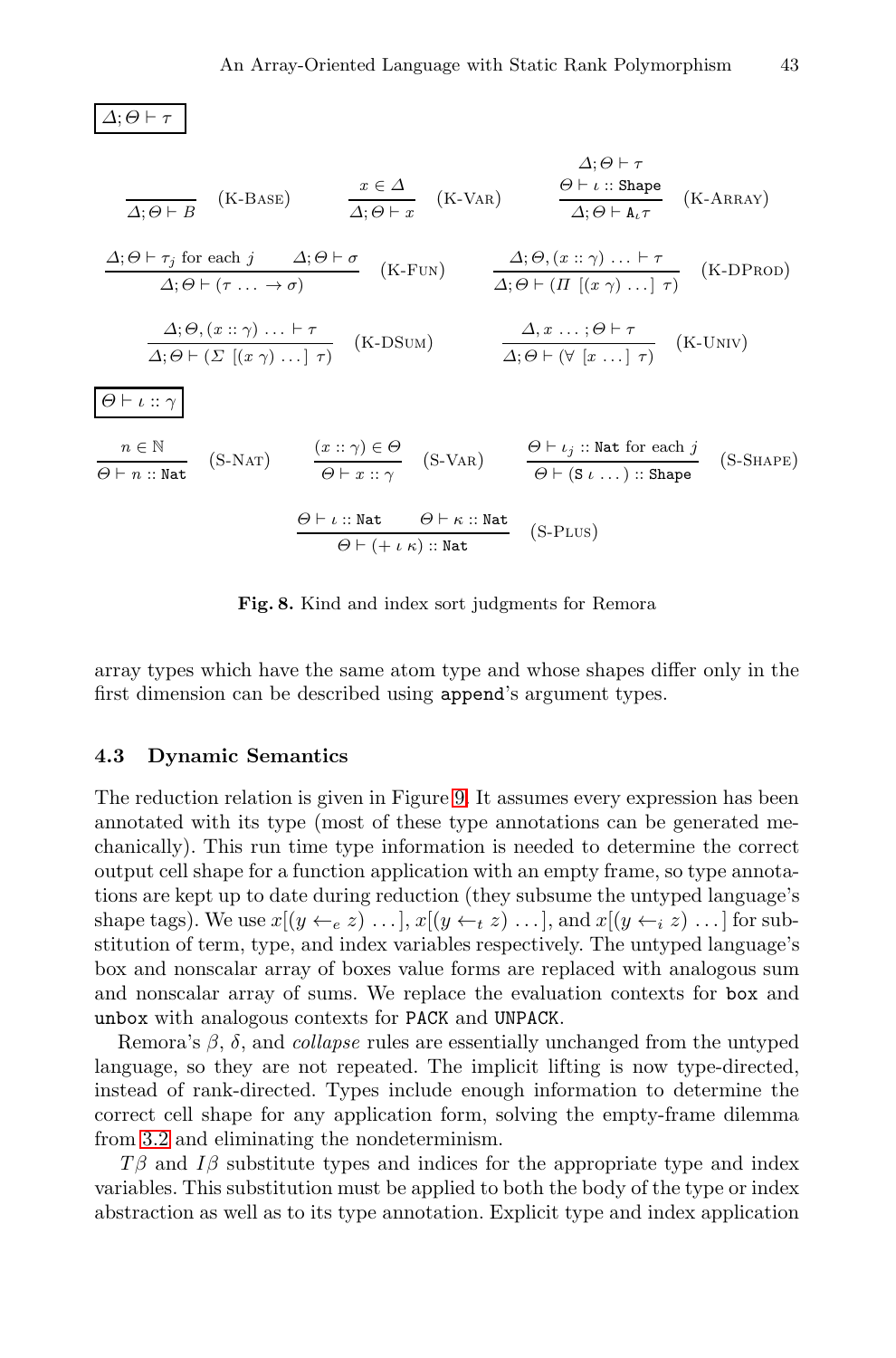$\boxed{\Delta;\Theta \vdash \tau}$

$$\frac{}{\Delta;\Theta \vdash B}\ (\text{K-Base}) \qquad \frac{x \in \Delta}{\Delta;\Theta \vdash x}\ (\text{K-Var}) \qquad \frac{\Delta;\Theta \vdash \tau \quad \Theta \vdash \iota :: \texttt{Shape}}{\Delta;\Theta \vdash \texttt{A}_\iota \tau}\ (\text{K-Array})$$

$$\frac{\Delta;\Theta \vdash \tau_j \text{ for each } j \qquad \Delta;\Theta \vdash \sigma}{\Delta;\Theta \vdash (\tau \ \ldots \rightarrow \sigma)}\ (\text{K-Fun}) \qquad \frac{\Delta;\Theta,(x :: \gamma)\ \ldots \vdash \tau}{\Delta;\Theta \vdash (\Pi\ [(x\ \gamma)\ \ldots]\ \tau)}\ (\text{K-DProd})$$

$$\frac{\Delta;\Theta,(x :: \gamma)\ \ldots \vdash \tau}{\Delta;\Theta \vdash (\Sigma\ [(x\ \gamma)\ \ldots]\ \tau)}\ (\text{K-DSum}) \qquad \frac{\Delta, x\ \ldots;\Theta \vdash \tau}{\Delta;\Theta \vdash (\forall\ [x\ \ldots]\ \tau)}\ (\text{K-Univ})$$

$\boxed{\Theta \vdash \iota :: \gamma}$

$$\frac{n \in \mathbb{N}}{\Theta \vdash n :: \texttt{Nat}}\ (\text{S-Nat}) \qquad \frac{(x :: \gamma) \in \Theta}{\Theta \vdash x :: \gamma}\ (\text{S-Var}) \qquad \frac{\Theta \vdash \iota_j :: \texttt{Nat} \text{ for each } j}{\Theta \vdash (\texttt{S}\ \iota\ \ldots) :: \texttt{Shape}}\ (\text{S-Shape})$$

$$\frac{\Theta \vdash \iota :: \texttt{Nat} \qquad \Theta \vdash \kappa :: \texttt{Nat}}{\Theta \vdash (+\ \iota\ \kappa) :: \texttt{Nat}}\ (\text{S-Plus})$$

**Fig. 8.** Kind and index sort judgments for Remora

array types which have the same atom type and whose shapes differ only in the first dimension can be described using `append`'s argument types.

### 4.3 Dynamic Semantics

The reduction relation is given in Figure 9. It assumes every expression has been annotated with its type (most of these type annotations can be generated mechanically). This run time type information is needed to determine the correct output cell shape for a function application with an empty frame, so type annotations are kept up to date during reduction (they subsume the untyped language's shape tags). We use $x[(y \leftarrow_e z)\ \ldots]$, $x[(y \leftarrow_t z)\ \ldots]$, and $x[(y \leftarrow_i z)\ \ldots]$ for substitution of term, type, and index variables respectively. The untyped language's box and nonscalar array of boxes value forms are replaced with analogous sum and nonscalar array of sums. We replace the evaluation contexts for `box` and `unbox` with analogous contexts for `PACK` and `UNPACK`.

Remora's $\beta$, $\delta$, and *collapse* rules are essentially unchanged from the untyped language, so they are not repeated. The implicit lifting is now type-directed, instead of rank-directed. Types include enough information to determine the correct cell shape for any application form, solving the empty-frame dilemma from 3.2 and eliminating the nondeterminism.

$T\beta$ and $I\beta$ substitute types and indices for the appropriate type and index variables. This substitution must be applied to both the body of the type or index abstraction as well as to its type annotation. Explicit type and index application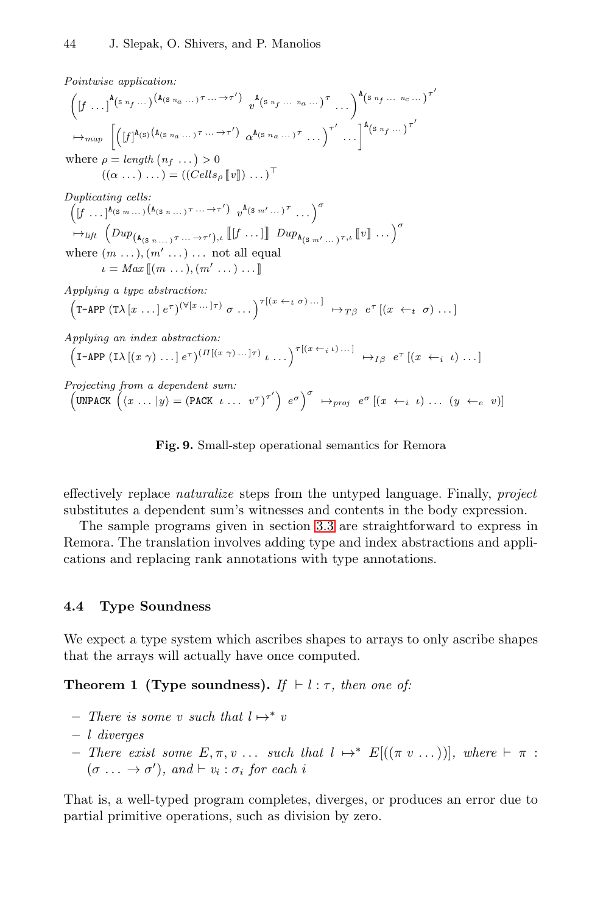*Pointwise application:*

$$\left([f\ \ldots]^{\mathtt{A}(\mathtt{S}\ n_f\ \ldots)}{}^{\left(\mathtt{A}(\mathtt{S}\ n_a\ \ldots)^{\tau}\ \ldots \rightarrow \tau'\right)}\ v^{\mathtt{A}(\mathtt{S}\ n_f\ \ldots\ n_a\ \ldots)^{\tau}}\ \ldots\right)^{\mathtt{A}(\mathtt{S}\ n_f\ \ldots\ n_c\ \ldots)^{\tau'}}$$

$$\mapsto_{map}\ \left[\left([f]^{\mathtt{A}(\mathtt{S})}{}^{\left(\mathtt{A}(\mathtt{S}\ n_a\ \ldots)^{\tau}\ \ldots \rightarrow \tau'\right)}\ \alpha^{\mathtt{A}(\mathtt{S}\ n_a\ \ldots)^{\tau}}\ \ldots\right)^{\tau'}\ \ldots\right]^{\mathtt{A}(\mathtt{S}\ n_f\ \ldots)^{\tau'}}$$

where $\rho = \mathit{length}\ (n_f\ \ldots) > 0$

$((\alpha\ \ldots)\ \ldots) = ((\mathit{Cells}_{\rho}\ [\![v]\!])\ \ldots)^{\top}$

*Duplicating cells:*

$$\left([f\ \ldots]^{\mathtt{A}(\mathtt{S}\ m\ \ldots)}{}^{\left(\mathtt{A}(\mathtt{S}\ n\ \ldots)^{\tau}\ \ldots \rightarrow \tau'\right)}\ v^{\mathtt{A}(\mathtt{S}\ m'\ \ldots)^{\tau}}\ \ldots\right)^{\sigma}$$

$$\mapsto_{lift}\ \left(\mathit{Dup}_{(\mathtt{A}(\mathtt{S}\ n\ \ldots)^{\tau}\ \ldots \rightarrow \tau'),\iota}\ [\![ [f\ \ldots] ]\!]\ \ \mathit{Dup}_{\mathtt{A}(\mathtt{S}\ m'\ \ldots)^{\tau},\iota}\ [\![v]\!]\ \ldots\right)^{\sigma}$$

where $(m\ \ldots), (m'\ \ldots)\ \ldots$ not all equal

$\iota = \mathit{Max}\ [\![(m\ \ldots), (m'\ \ldots)\ \ldots]\!]$

*Applying a type abstraction:*

$$\left(\mathtt{T\text{-}APP}\ (\mathtt{T}\lambda\ [x\ \ldots]\ e^{\tau})^{(\forall [x\ \ldots]\tau)}\ \sigma\ \ldots\right)^{\tau[(x\ \leftarrow_t\ \sigma)\ \ldots]}\ \mapsto_{T\beta}\ e^{\tau}\ [(x\ \leftarrow_t\ \sigma)\ \ldots]$$

*Applying an index abstraction:*

$$\left(\mathtt{I\text{-}APP}\ (\mathtt{I}\lambda\ [(x\ \gamma)\ \ldots]\ e^{\tau})^{(\Pi [(x\ \gamma)\ \ldots]\tau)}\ \iota\ \ldots\right)^{\tau[(x\ \leftarrow_i\ \iota)\ \ldots]}\ \mapsto_{I\beta}\ e^{\tau}\ [(x\ \leftarrow_i\ \iota)\ \ldots]$$

*Projecting from a dependent sum:*

$$\left(\mathtt{UNPACK}\ \left(\langle x\ \ldots\ |y\rangle = (\mathtt{PACK}\ \ \iota\ \ldots\ \ v^{\tau})^{\tau'}\right)\ e^{\sigma}\right)^{\sigma}\ \mapsto_{proj}\ e^{\sigma}\ [(x\ \leftarrow_i\ \iota)\ \ldots\ \ (y\ \leftarrow_e\ v)]$$

**Fig. 9.** Small-step operational semantics for Remora

effectively replace *naturalize* steps from the untyped language. Finally, *project* substitutes a dependent sum's witnesses and contents in the body expression.

The sample programs given in section 3.3 are straightforward to express in Remora. The translation involves adding type and index abstractions and applications and replacing rank annotations with type annotations.

### 4.4 Type Soundness

We expect a type system which ascribes shapes to arrays to only ascribe shapes that the arrays will actually have once computed.

**Theorem 1 (Type soundness).** *If* $\vdash l : \tau$*, then one of:*

- *There is some* $v$ *such that* $l \mapsto^{*} v$
- $l$ *diverges*
- *There exist some* $E, \pi, v\ \ldots$ *such that* $l \mapsto^{*} E[((\pi\ v\ \ldots))]$*, where* $\vdash \pi : (\sigma\ \ldots \rightarrow \sigma')$*, and* $\vdash v_i : \sigma_i$ *for each* $i$

That is, a well-typed program completes, diverges, or produces an error due to partial primitive operations, such as division by zero.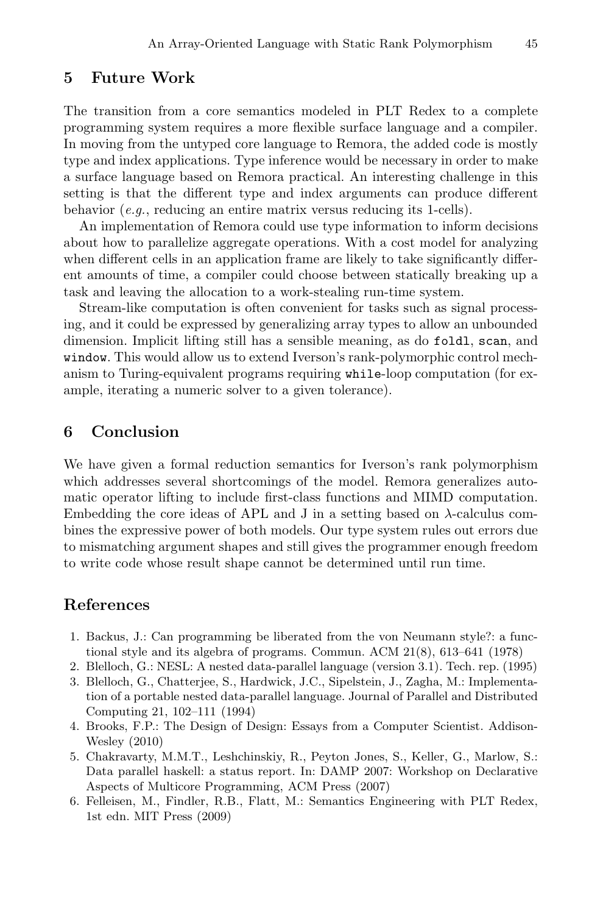## 5 Future Work

The transition from a core semantics modeled in PLT Redex to a complete programming system requires a more flexible surface language and a compiler. In moving from the untyped core language to Remora, the added code is mostly type and index applications. Type inference would be necessary in order to make a surface language based on Remora practical. An interesting challenge in this setting is that the different type and index arguments can produce different behavior (*e.g.*, reducing an entire matrix versus reducing its 1-cells).

An implementation of Remora could use type information to inform decisions about how to parallelize aggregate operations. With a cost model for analyzing when different cells in an application frame are likely to take significantly different amounts of time, a compiler could choose between statically breaking up a task and leaving the allocation to a work-stealing run-time system.

Stream-like computation is often convenient for tasks such as signal processing, and it could be expressed by generalizing array types to allow an unbounded dimension. Implicit lifting still has a sensible meaning, as do `foldl`, `scan`, and `window`. This would allow us to extend Iverson's rank-polymorphic control mechanism to Turing-equivalent programs requiring `while`-loop computation (for example, iterating a numeric solver to a given tolerance).

## 6 Conclusion

We have given a formal reduction semantics for Iverson's rank polymorphism which addresses several shortcomings of the model. Remora generalizes automatic operator lifting to include first-class functions and MIMD computation. Embedding the core ideas of APL and J in a setting based on $\lambda$-calculus combines the expressive power of both models. Our type system rules out errors due to mismatching argument shapes and still gives the programmer enough freedom to write code whose result shape cannot be determined until run time.

## References

1. Backus, J.: Can programming be liberated from the von Neumann style?: a functional style and its algebra of programs. Commun. ACM 21(8), 613–641 (1978)
2. Blelloch, G.: NESL: A nested data-parallel language (version 3.1). Tech. rep. (1995)
3. Blelloch, G., Chatterjee, S., Hardwick, J.C., Sipelstein, J., Zagha, M.: Implementation of a portable nested data-parallel language. Journal of Parallel and Distributed Computing 21, 102–111 (1994)
4. Brooks, F.P.: The Design of Design: Essays from a Computer Scientist. Addison-Wesley (2010)
5. Chakravarty, M.M.T., Leshchinskiy, R., Peyton Jones, S., Keller, G., Marlow, S.: Data parallel haskell: a status report. In: DAMP 2007: Workshop on Declarative Aspects of Multicore Programming, ACM Press (2007)
6. Felleisen, M., Findler, R.B., Flatt, M.: Semantics Engineering with PLT Redex, 1st edn. MIT Press (2009)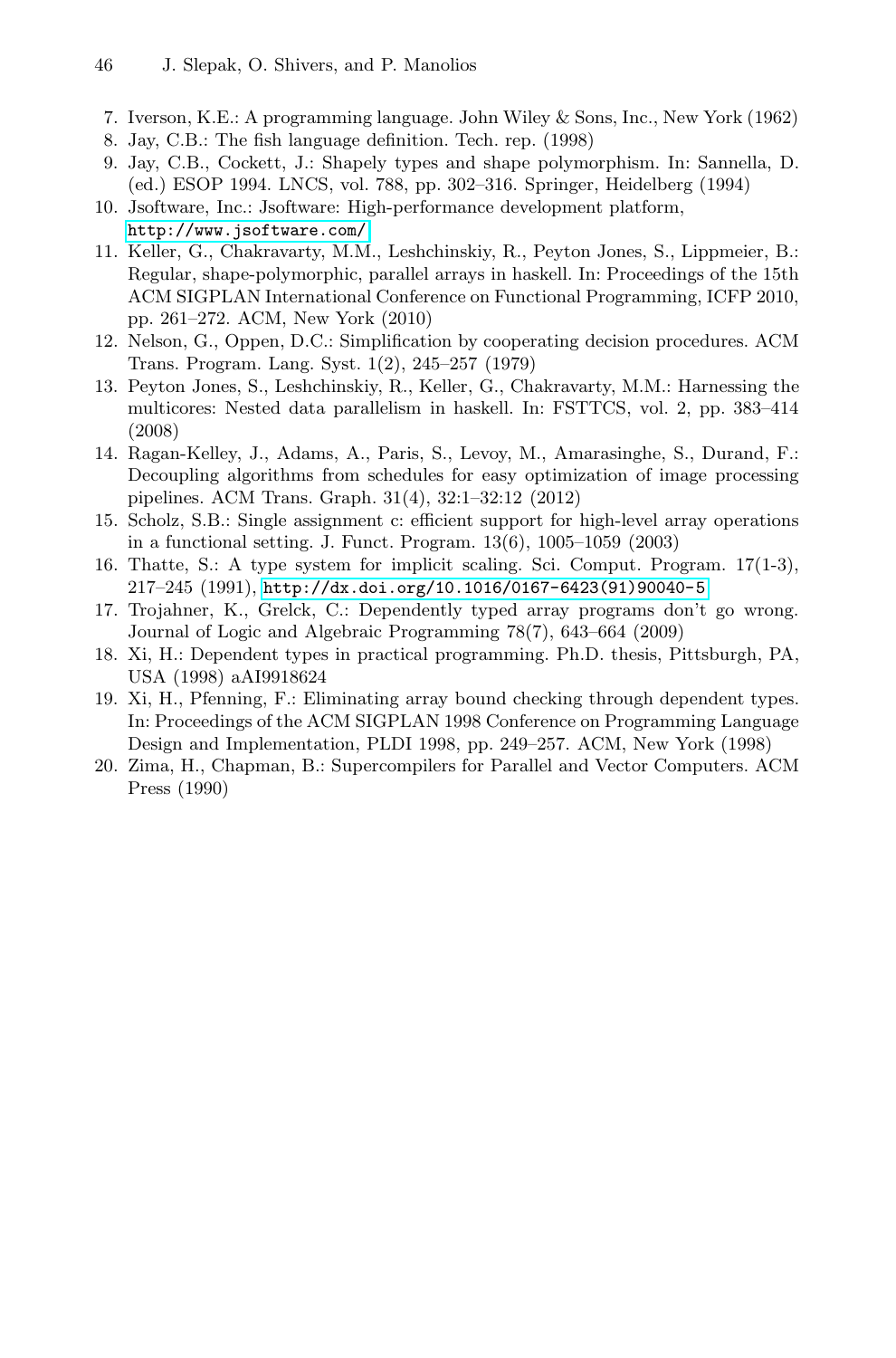7. Iverson, K.E.: A programming language. John Wiley & Sons, Inc., New York (1962)
8. Jay, C.B.: The fish language definition. Tech. rep. (1998)
9. Jay, C.B., Cockett, J.: Shapely types and shape polymorphism. In: Sannella, D. (ed.) ESOP 1994. LNCS, vol. 788, pp. 302–316. Springer, Heidelberg (1994)
10. Jsoftware, Inc.: Jsoftware: High-performance development platform, http://www.jsoftware.com/
11. Keller, G., Chakravarty, M.M., Leshchinskiy, R., Peyton Jones, S., Lippmeier, B.: Regular, shape-polymorphic, parallel arrays in haskell. In: Proceedings of the 15th ACM SIGPLAN International Conference on Functional Programming, ICFP 2010, pp. 261–272. ACM, New York (2010)
12. Nelson, G., Oppen, D.C.: Simplification by cooperating decision procedures. ACM Trans. Program. Lang. Syst. 1(2), 245–257 (1979)
13. Peyton Jones, S., Leshchinskiy, R., Keller, G., Chakravarty, M.M.: Harnessing the multicores: Nested data parallelism in haskell. In: FSTTCS, vol. 2, pp. 383–414 (2008)
14. Ragan-Kelley, J., Adams, A., Paris, S., Levoy, M., Amarasinghe, S., Durand, F.: Decoupling algorithms from schedules for easy optimization of image processing pipelines. ACM Trans. Graph. 31(4), 32:1–32:12 (2012)
15. Scholz, S.B.: Single assignment c: efficient support for high-level array operations in a functional setting. J. Funct. Program. 13(6), 1005–1059 (2003)
16. Thatte, S.: A type system for implicit scaling. Sci. Comput. Program. 17(1-3), 217–245 (1991), http://dx.doi.org/10.1016/0167-6423(91)90040-5
17. Trojahner, K., Grelck, C.: Dependently typed array programs don't go wrong. Journal of Logic and Algebraic Programming 78(7), 643–664 (2009)
18. Xi, H.: Dependent types in practical programming. Ph.D. thesis, Pittsburgh, PA, USA (1998) aAI9918624
19. Xi, H., Pfenning, F.: Eliminating array bound checking through dependent types. In: Proceedings of the ACM SIGPLAN 1998 Conference on Programming Language Design and Implementation, PLDI 1998, pp. 249–257. ACM, New York (1998)
20. Zima, H., Chapman, B.: Supercompilers for Parallel and Vector Computers. ACM Press (1990)